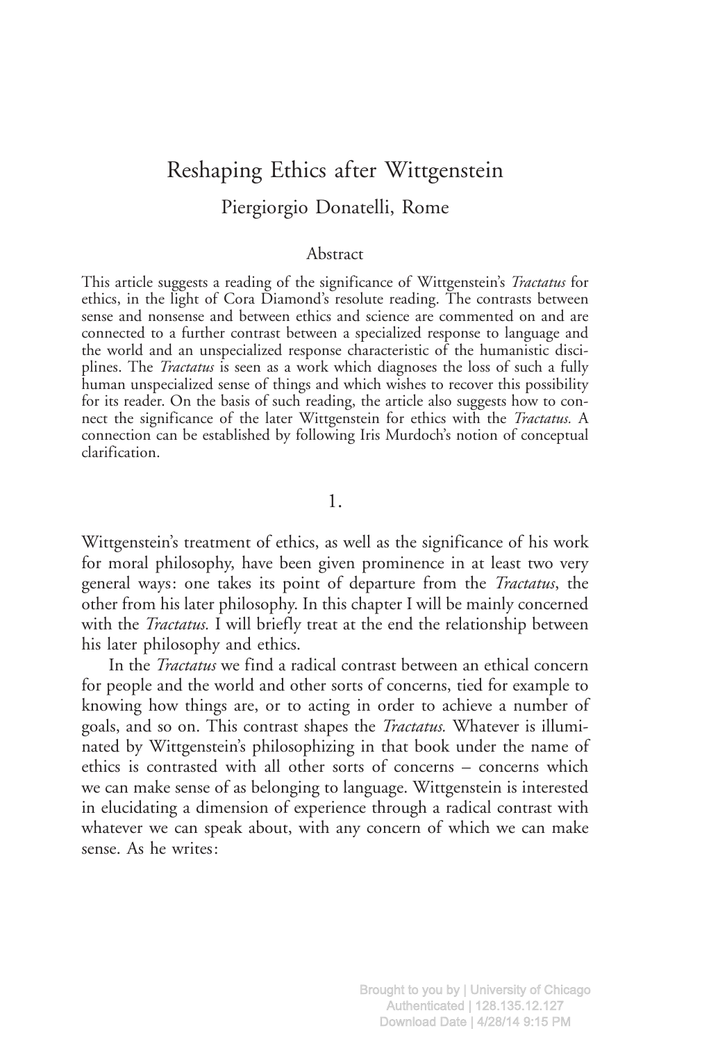# Reshaping Ethics after Wittgenstein

Piergiorgio Donatelli, Rome

## Abstract

This article suggests a reading of the significance of Wittgenstein's *Tractatus* for ethics, in the light of Cora Diamond's resolute reading. The contrasts between sense and nonsense and between ethics and science are commented on and are connected to a further contrast between a specialized response to language and the world and an unspecialized response characteristic of the humanistic disciplines. The *Tractatus* is seen as a work which diagnoses the loss of such a fully human unspecialized sense of things and which wishes to recover this possibility for its reader. On the basis of such reading, the article also suggests how to connect the significance of the later Wittgenstein for ethics with the *Tractatus.* A connection can be established by following Iris Murdoch's notion of conceptual clarification.

## 1.

Wittgenstein's treatment of ethics, as well as the significance of his work for moral philosophy, have been given prominence in at least two very general ways: one takes its point of departure from the *Tractatus*, the other from his later philosophy. In this chapter I will be mainly concerned with the *Tractatus.* I will briefly treat at the end the relationship between his later philosophy and ethics.

In the *Tractatus* we find a radical contrast between an ethical concern for people and the world and other sorts of concerns, tied for example to knowing how things are, or to acting in order to achieve a number of goals, and so on. This contrast shapes the *Tractatus.* Whatever is illuminated by Wittgenstein's philosophizing in that book under the name of ethics is contrasted with all other sorts of concerns – concerns which we can make sense of as belonging to language. Wittgenstein is interested in elucidating a dimension of experience through a radical contrast with whatever we can speak about, with any concern of which we can make sense. As he writes: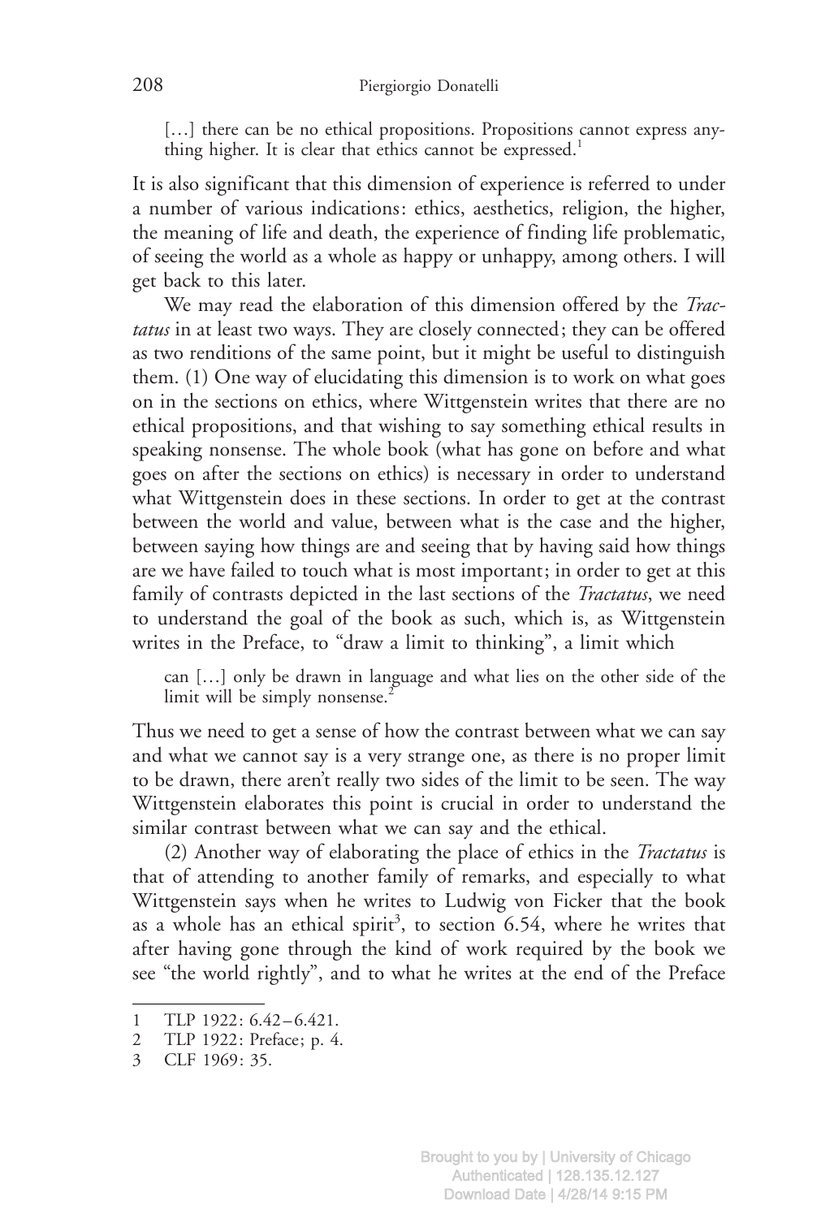> […] there can be no ethical propositions. Propositions cannot express anything higher. It is clear that ethics cannot be expressed.[1]

It is also significant that this dimension of experience is referred to under a number of various indications: ethics, aesthetics, religion, the higher, the meaning of life and death, the experience of finding life problematic, of seeing the world as a whole as happy or unhappy, among others. I will get back to this later.

We may read the elaboration of this dimension offered by the *Tractatus* in at least two ways. They are closely connected; they can be offered as two renditions of the same point, but it might be useful to distinguish them. (1) One way of elucidating this dimension is to work on what goes on in the sections on ethics, where Wittgenstein writes that there are no ethical propositions, and that wishing to say something ethical results in speaking nonsense. The whole book (what has gone on before and what goes on after the sections on ethics) is necessary in order to understand what Wittgenstein does in these sections. In order to get at the contrast between the world and value, between what is the case and the higher, between saying how things are and seeing that by having said how things are we have failed to touch what is most important; in order to get at this family of contrasts depicted in the last sections of the *Tractatus*, we need to understand the goal of the book as such, which is, as Wittgenstein writes in the Preface, to "draw a limit to thinking", a limit which

> can […] only be drawn in language and what lies on the other side of the limit will be simply nonsense.[2]

Thus we need to get a sense of how the contrast between what we can say and what we cannot say is a very strange one, as there is no proper limit to be drawn, there aren't really two sides of the limit to be seen. The way Wittgenstein elaborates this point is crucial in order to understand the similar contrast between what we can say and the ethical.

(2) Another way of elaborating the place of ethics in the *Tractatus* is that of attending to another family of remarks, and especially to what Wittgenstein says when he writes to Ludwig von Ficker that the book as a whole has an ethical spirit[3], to section 6.54, where he writes that after having gone through the kind of work required by the book we see "the world rightly", and to what he writes at the end of the Preface

---

1 TLP 1922: 6.42–6.421.

2 TLP 1922: Preface; p. 4.

3 CLF 1969: 35.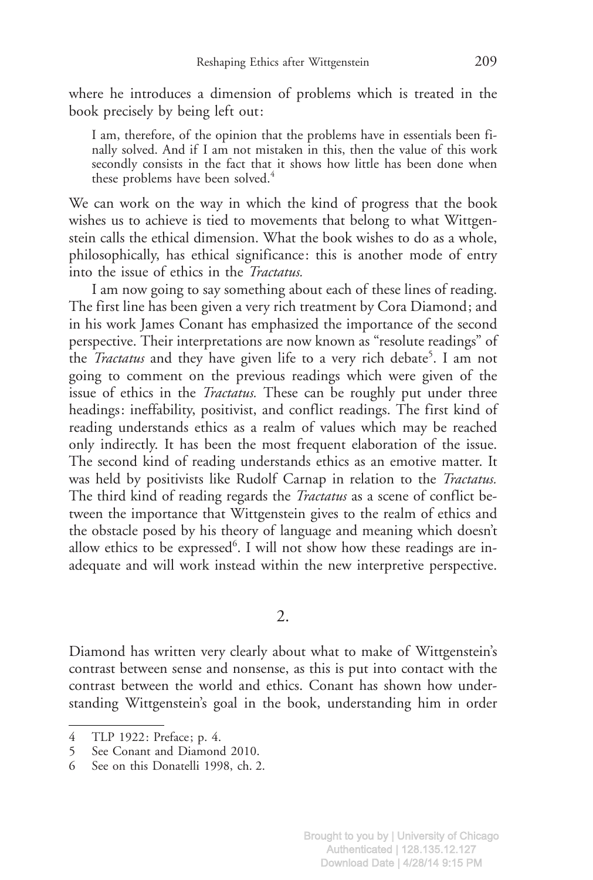where he introduces a dimension of problems which is treated in the book precisely by being left out:

> I am, therefore, of the opinion that the problems have in essentials been finally solved. And if I am not mistaken in this, then the value of this work secondly consists in the fact that it shows how little has been done when these problems have been solved.[4]

We can work on the way in which the kind of progress that the book wishes us to achieve is tied to movements that belong to what Wittgenstein calls the ethical dimension. What the book wishes to do as a whole, philosophically, has ethical significance: this is another mode of entry into the issue of ethics in the *Tractatus.*

I am now going to say something about each of these lines of reading. The first line has been given a very rich treatment by Cora Diamond; and in his work James Conant has emphasized the importance of the second perspective. Their interpretations are now known as "resolute readings" of the *Tractatus* and they have given life to a very rich debate[5]. I am not going to comment on the previous readings which were given of the issue of ethics in the *Tractatus.* These can be roughly put under three headings: ineffability, positivist, and conflict readings. The first kind of reading understands ethics as a realm of values which may be reached only indirectly. It has been the most frequent elaboration of the issue. The second kind of reading understands ethics as an emotive matter. It was held by positivists like Rudolf Carnap in relation to the *Tractatus.* The third kind of reading regards the *Tractatus* as a scene of conflict between the importance that Wittgenstein gives to the realm of ethics and the obstacle posed by his theory of language and meaning which doesn't allow ethics to be expressed[6]. I will not show how these readings are inadequate and will work instead within the new interpretive perspective.

## 2.

Diamond has written very clearly about what to make of Wittgenstein's contrast between sense and nonsense, as this is put into contact with the contrast between the world and ethics. Conant has shown how understanding Wittgenstein's goal in the book, understanding him in order

---

4 TLP 1922: Preface; p. 4.

5 See Conant and Diamond 2010.

6 See on this Donatelli 1998, ch. 2.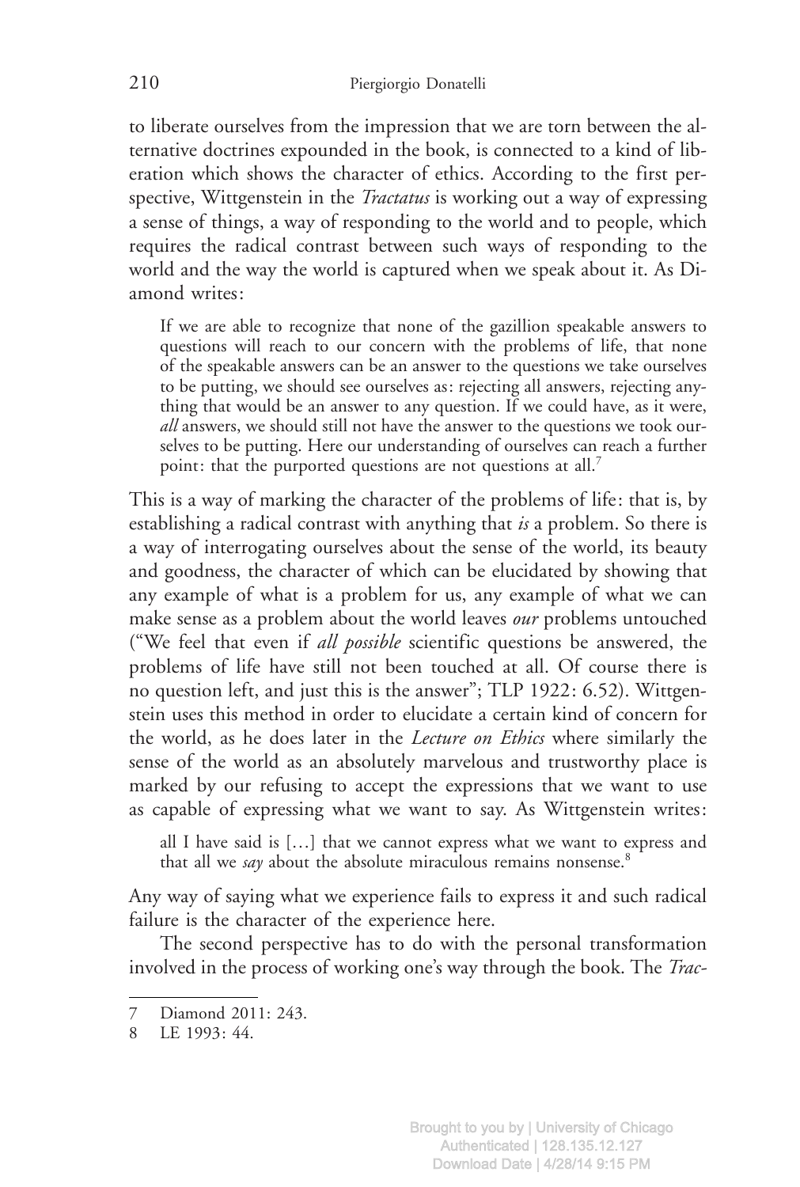to liberate ourselves from the impression that we are torn between the alternative doctrines expounded in the book, is connected to a kind of liberation which shows the character of ethics. According to the first perspective, Wittgenstein in the *Tractatus* is working out a way of expressing a sense of things, a way of responding to the world and to people, which requires the radical contrast between such ways of responding to the world and the way the world is captured when we speak about it. As Diamond writes:

> If we are able to recognize that none of the gazillion speakable answers to questions will reach to our concern with the problems of life, that none of the speakable answers can be an answer to the questions we take ourselves to be putting, we should see ourselves as: rejecting all answers, rejecting anything that would be an answer to any question. If we could have, as it were, *all* answers, we should still not have the answer to the questions we took ourselves to be putting. Here our understanding of ourselves can reach a further point: that the purported questions are not questions at all.[7]

This is a way of marking the character of the problems of life: that is, by establishing a radical contrast with anything that *is* a problem. So there is a way of interrogating ourselves about the sense of the world, its beauty and goodness, the character of which can be elucidated by showing that any example of what is a problem for us, any example of what we can make sense as a problem about the world leaves *our* problems untouched ("We feel that even if *all possible* scientific questions be answered, the problems of life have still not been touched at all. Of course there is no question left, and just this is the answer"; TLP 1922: 6.52). Wittgenstein uses this method in order to elucidate a certain kind of concern for the world, as he does later in the *Lecture on Ethics* where similarly the sense of the world as an absolutely marvelous and trustworthy place is marked by our refusing to accept the expressions that we want to use as capable of expressing what we want to say. As Wittgenstein writes:

> all I have said is […] that we cannot express what we want to express and that all we *say* about the absolute miraculous remains nonsense.[8]

Any way of saying what we experience fails to express it and such radical failure is the character of the experience here.

The second perspective has to do with the personal transformation involved in the process of working one's way through the book. The *Trac-*

---

7 Diamond 2011: 243.

8 LE 1993: 44.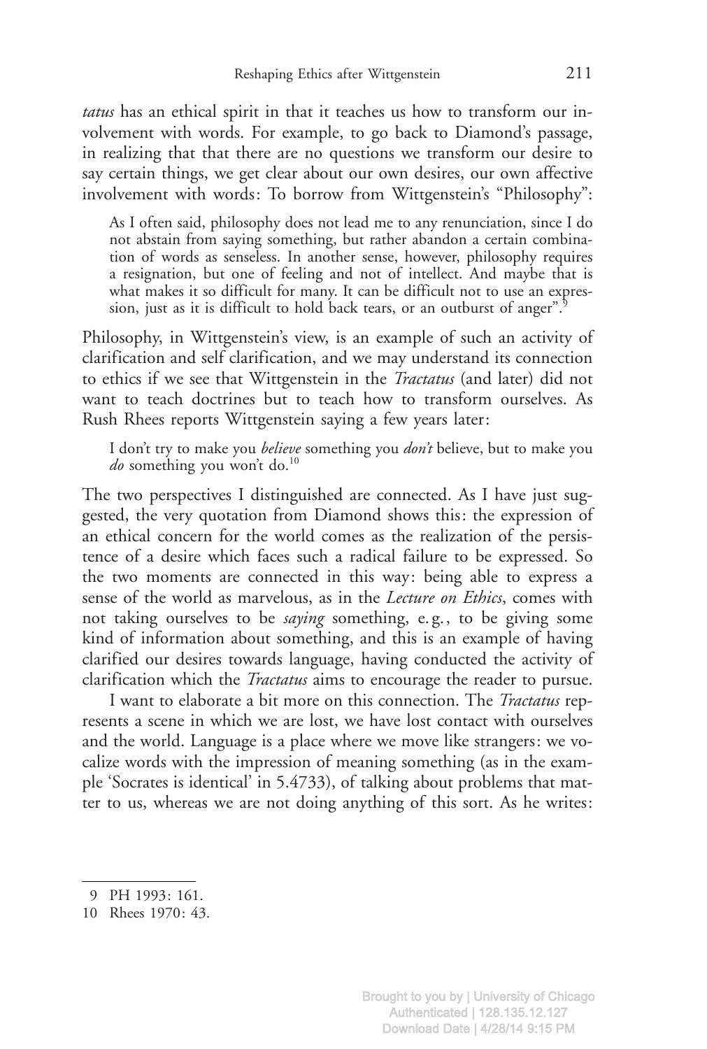*tatus* has an ethical spirit in that it teaches us how to transform our involvement with words. For example, to go back to Diamond's passage, in realizing that that there are no questions we transform our desire to say certain things, we get clear about our own desires, our own affective involvement with words: To borrow from Wittgenstein's "Philosophy":

> As I often said, philosophy does not lead me to any renunciation, since I do not abstain from saying something, but rather abandon a certain combination of words as senseless. In another sense, however, philosophy requires a resignation, but one of feeling and not of intellect. And maybe that is what makes it so difficult for many. It can be difficult not to use an expression, just as it is difficult to hold back tears, or an outburst of anger".[9]

Philosophy, in Wittgenstein's view, is an example of such an activity of clarification and self clarification, and we may understand its connection to ethics if we see that Wittgenstein in the *Tractatus* (and later) did not want to teach doctrines but to teach how to transform ourselves. As Rush Rhees reports Wittgenstein saying a few years later:

> I don't try to make you *believe* something you *don't* believe, but to make you *do* something you won't do.[10]

The two perspectives I distinguished are connected. As I have just suggested, the very quotation from Diamond shows this: the expression of an ethical concern for the world comes as the realization of the persistence of a desire which faces such a radical failure to be expressed. So the two moments are connected in this way: being able to express a sense of the world as marvelous, as in the *Lecture on Ethics*, comes with not taking ourselves to be *saying* something, e.g., to be giving some kind of information about something, and this is an example of having clarified our desires towards language, having conducted the activity of clarification which the *Tractatus* aims to encourage the reader to pursue.

I want to elaborate a bit more on this connection. The *Tractatus* represents a scene in which we are lost, we have lost contact with ourselves and the world. Language is a place where we move like strangers: we vocalize words with the impression of meaning something (as in the example 'Socrates is identical' in 5.4733), of talking about problems that matter to us, whereas we are not doing anything of this sort. As he writes:

---

9 PH 1993: 161.

10 Rhees 1970: 43.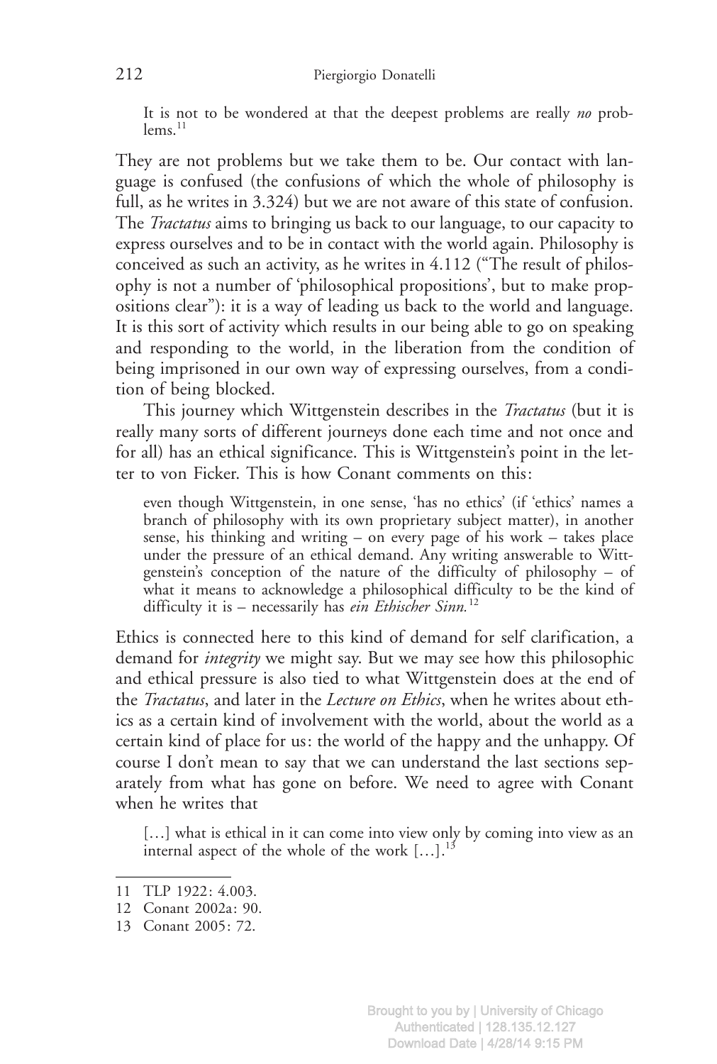> It is not to be wondered at that the deepest problems are really *no* problems.[11]

They are not problems but we take them to be. Our contact with language is confused (the confusions of which the whole of philosophy is full, as he writes in 3.324) but we are not aware of this state of confusion. The *Tractatus* aims to bringing us back to our language, to our capacity to express ourselves and to be in contact with the world again. Philosophy is conceived as such an activity, as he writes in 4.112 ("The result of philosophy is not a number of 'philosophical propositions', but to make propositions clear"): it is a way of leading us back to the world and language. It is this sort of activity which results in our being able to go on speaking and responding to the world, in the liberation from the condition of being imprisoned in our own way of expressing ourselves, from a condition of being blocked.

This journey which Wittgenstein describes in the *Tractatus* (but it is really many sorts of different journeys done each time and not once and for all) has an ethical significance. This is Wittgenstein's point in the letter to von Ficker. This is how Conant comments on this:

> even though Wittgenstein, in one sense, 'has no ethics' (if 'ethics' names a branch of philosophy with its own proprietary subject matter), in another sense, his thinking and writing – on every page of his work – takes place under the pressure of an ethical demand. Any writing answerable to Wittgenstein's conception of the nature of the difficulty of philosophy – of what it means to acknowledge a philosophical difficulty to be the kind of difficulty it is – necessarily has *ein Ethischer Sinn.*[12]

Ethics is connected here to this kind of demand for self clarification, a demand for *integrity* we might say. But we may see how this philosophic and ethical pressure is also tied to what Wittgenstein does at the end of the *Tractatus*, and later in the *Lecture on Ethics*, when he writes about ethics as a certain kind of involvement with the world, about the world as a certain kind of place for us: the world of the happy and the unhappy. Of course I don't mean to say that we can understand the last sections separately from what has gone on before. We need to agree with Conant when he writes that

> […] what is ethical in it can come into view only by coming into view as an internal aspect of the whole of the work […].[13]

---

11 TLP 1922: 4.003.

12 Conant 2002a: 90.

13 Conant 2005: 72.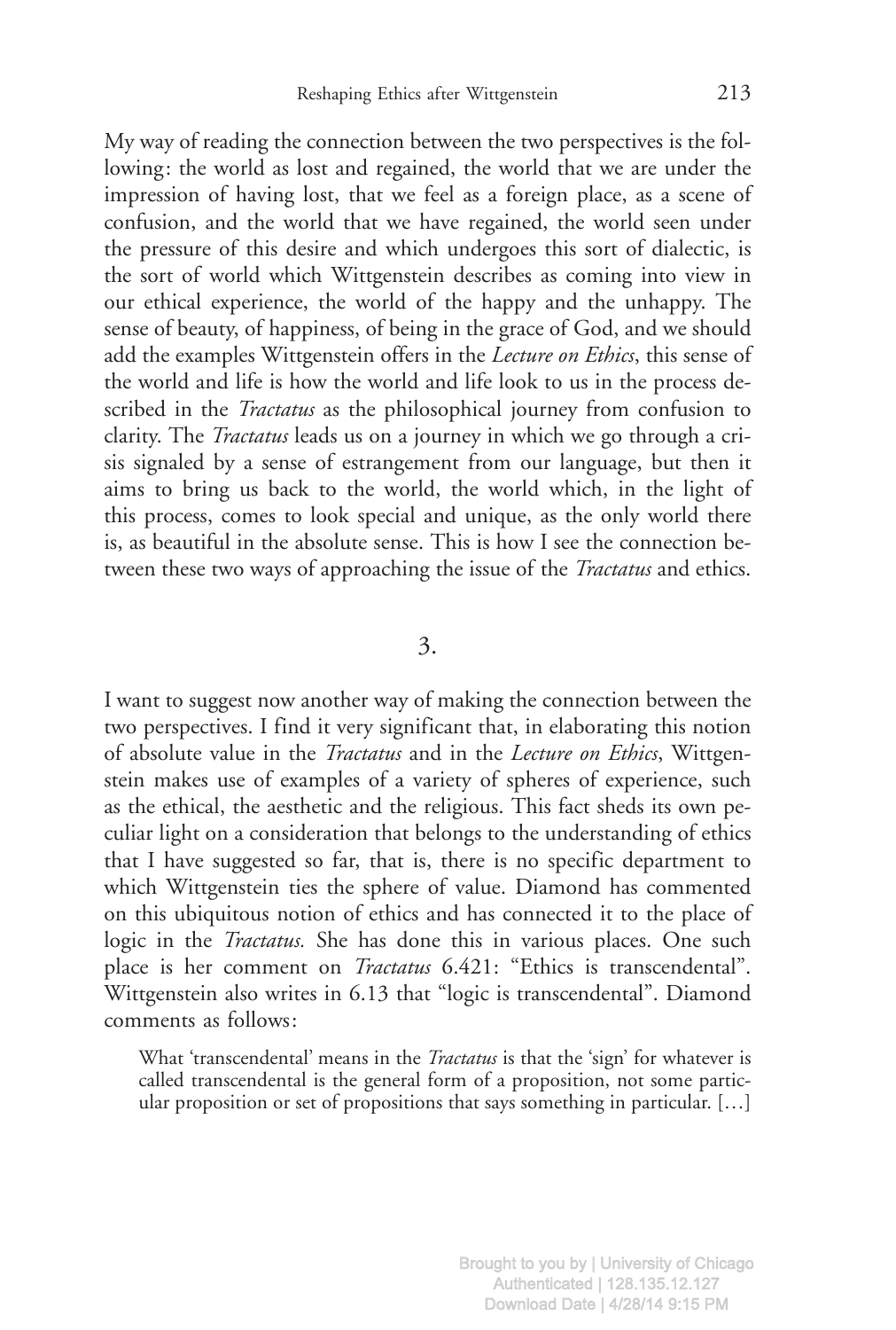My way of reading the connection between the two perspectives is the following: the world as lost and regained, the world that we are under the impression of having lost, that we feel as a foreign place, as a scene of confusion, and the world that we have regained, the world seen under the pressure of this desire and which undergoes this sort of dialectic, is the sort of world which Wittgenstein describes as coming into view in our ethical experience, the world of the happy and the unhappy. The sense of beauty, of happiness, of being in the grace of God, and we should add the examples Wittgenstein offers in the *Lecture on Ethics*, this sense of the world and life is how the world and life look to us in the process described in the *Tractatus* as the philosophical journey from confusion to clarity. The *Tractatus* leads us on a journey in which we go through a crisis signaled by a sense of estrangement from our language, but then it aims to bring us back to the world, the world which, in the light of this process, comes to look special and unique, as the only world there is, as beautiful in the absolute sense. This is how I see the connection between these two ways of approaching the issue of the *Tractatus* and ethics.

## 3.

I want to suggest now another way of making the connection between the two perspectives. I find it very significant that, in elaborating this notion of absolute value in the *Tractatus* and in the *Lecture on Ethics*, Wittgenstein makes use of examples of a variety of spheres of experience, such as the ethical, the aesthetic and the religious. This fact sheds its own peculiar light on a consideration that belongs to the understanding of ethics that I have suggested so far, that is, there is no specific department to which Wittgenstein ties the sphere of value. Diamond has commented on this ubiquitous notion of ethics and has connected it to the place of logic in the *Tractatus.* She has done this in various places. One such place is her comment on *Tractatus* 6.421: "Ethics is transcendental". Wittgenstein also writes in 6.13 that "logic is transcendental". Diamond comments as follows:

> What 'transcendental' means in the *Tractatus* is that the 'sign' for whatever is called transcendental is the general form of a proposition, not some particular proposition or set of propositions that says something in particular. […]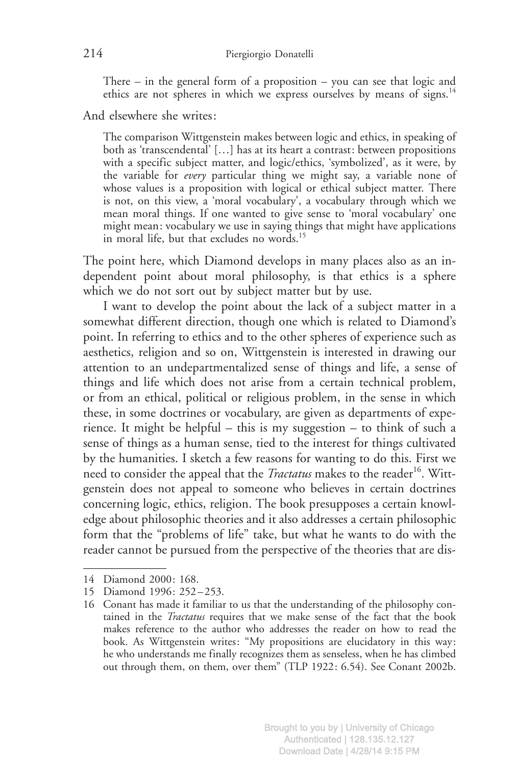> There – in the general form of a proposition – you can see that logic and ethics are not spheres in which we express ourselves by means of signs.[14]

And elsewhere she writes:

> The comparison Wittgenstein makes between logic and ethics, in speaking of both as 'transcendental' […] has at its heart a contrast: between propositions with a specific subject matter, and logic/ethics, 'symbolized', as it were, by the variable for *every* particular thing we might say, a variable none of whose values is a proposition with logical or ethical subject matter. There is not, on this view, a 'moral vocabulary', a vocabulary through which we mean moral things. If one wanted to give sense to 'moral vocabulary' one might mean: vocabulary we use in saying things that might have applications in moral life, but that excludes no words.[15]

The point here, which Diamond develops in many places also as an independent point about moral philosophy, is that ethics is a sphere which we do not sort out by subject matter but by use.

I want to develop the point about the lack of a subject matter in a somewhat different direction, though one which is related to Diamond's point. In referring to ethics and to the other spheres of experience such as aesthetics, religion and so on, Wittgenstein is interested in drawing our attention to an undepartmentalized sense of things and life, a sense of things and life which does not arise from a certain technical problem, or from an ethical, political or religious problem, in the sense in which these, in some doctrines or vocabulary, are given as departments of experience. It might be helpful – this is my suggestion – to think of such a sense of things as a human sense, tied to the interest for things cultivated by the humanities. I sketch a few reasons for wanting to do this. First we need to consider the appeal that the *Tractatus* makes to the reader[16]. Wittgenstein does not appeal to someone who believes in certain doctrines concerning logic, ethics, religion. The book presupposes a certain knowledge about philosophic theories and it also addresses a certain philosophic form that the "problems of life" take, but what he wants to do with the reader cannot be pursued from the perspective of the theories that are dis-

---

14 Diamond 2000: 168.

15 Diamond 1996: 252–253.

16 Conant has made it familiar to us that the understanding of the philosophy contained in the *Tractatus* requires that we make sense of the fact that the book makes reference to the author who addresses the reader on how to read the book. As Wittgenstein writes: "My propositions are elucidatory in this way: he who understands me finally recognizes them as senseless, when he has climbed out through them, on them, over them" (TLP 1922: 6.54). See Conant 2002b.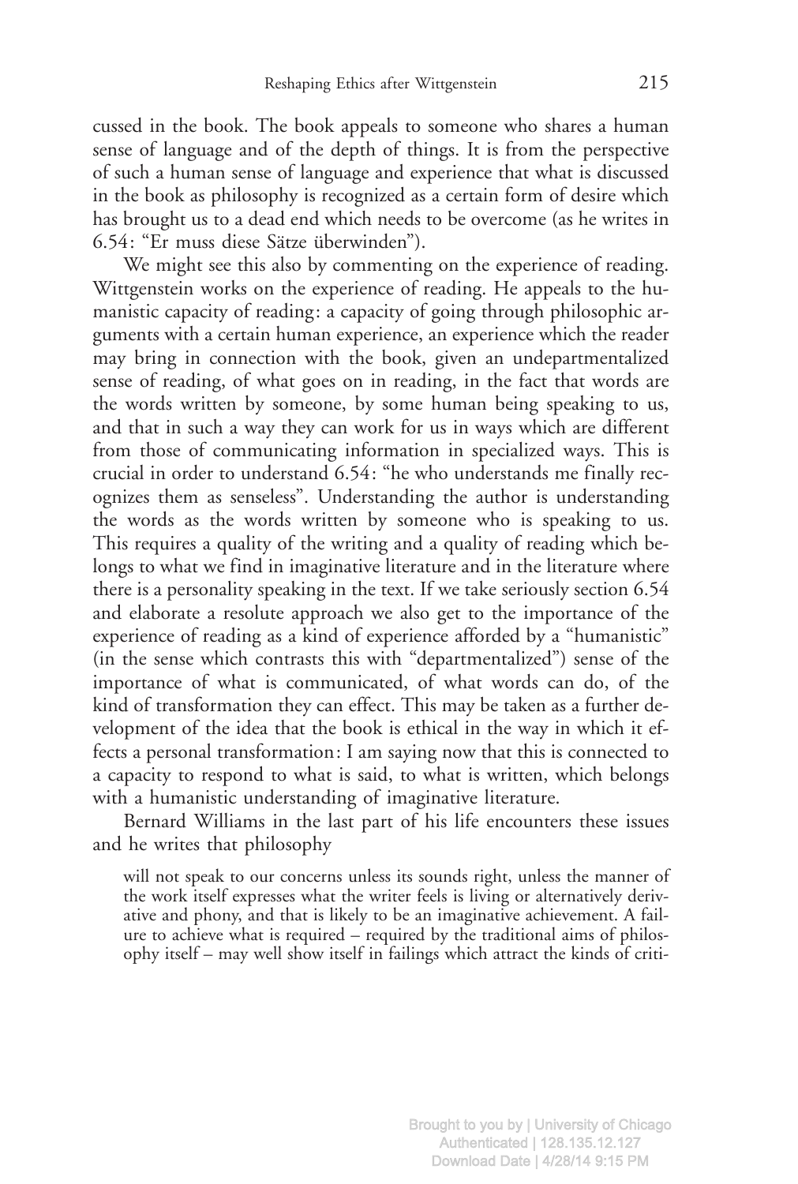cussed in the book. The book appeals to someone who shares a human sense of language and of the depth of things. It is from the perspective of such a human sense of language and experience that what is discussed in the book as philosophy is recognized as a certain form of desire which has brought us to a dead end which needs to be overcome (as he writes in 6.54: "Er muss diese Sätze überwinden").

We might see this also by commenting on the experience of reading. Wittgenstein works on the experience of reading. He appeals to the humanistic capacity of reading: a capacity of going through philosophic arguments with a certain human experience, an experience which the reader may bring in connection with the book, given an undepartmentalized sense of reading, of what goes on in reading, in the fact that words are the words written by someone, by some human being speaking to us, and that in such a way they can work for us in ways which are different from those of communicating information in specialized ways. This is crucial in order to understand 6.54: "he who understands me finally recognizes them as senseless". Understanding the author is understanding the words as the words written by someone who is speaking to us. This requires a quality of the writing and a quality of reading which belongs to what we find in imaginative literature and in the literature where there is a personality speaking in the text. If we take seriously section 6.54 and elaborate a resolute approach we also get to the importance of the experience of reading as a kind of experience afforded by a "humanistic" (in the sense which contrasts this with "departmentalized") sense of the importance of what is communicated, of what words can do, of the kind of transformation they can effect. This may be taken as a further development of the idea that the book is ethical in the way in which it effects a personal transformation: I am saying now that this is connected to a capacity to respond to what is said, to what is written, which belongs with a humanistic understanding of imaginative literature.

Bernard Williams in the last part of his life encounters these issues and he writes that philosophy

> will not speak to our concerns unless its sounds right, unless the manner of the work itself expresses what the writer feels is living or alternatively derivative and phony, and that is likely to be an imaginative achievement. A failure to achieve what is required – required by the traditional aims of philosophy itself – may well show itself in failings which attract the kinds of criti-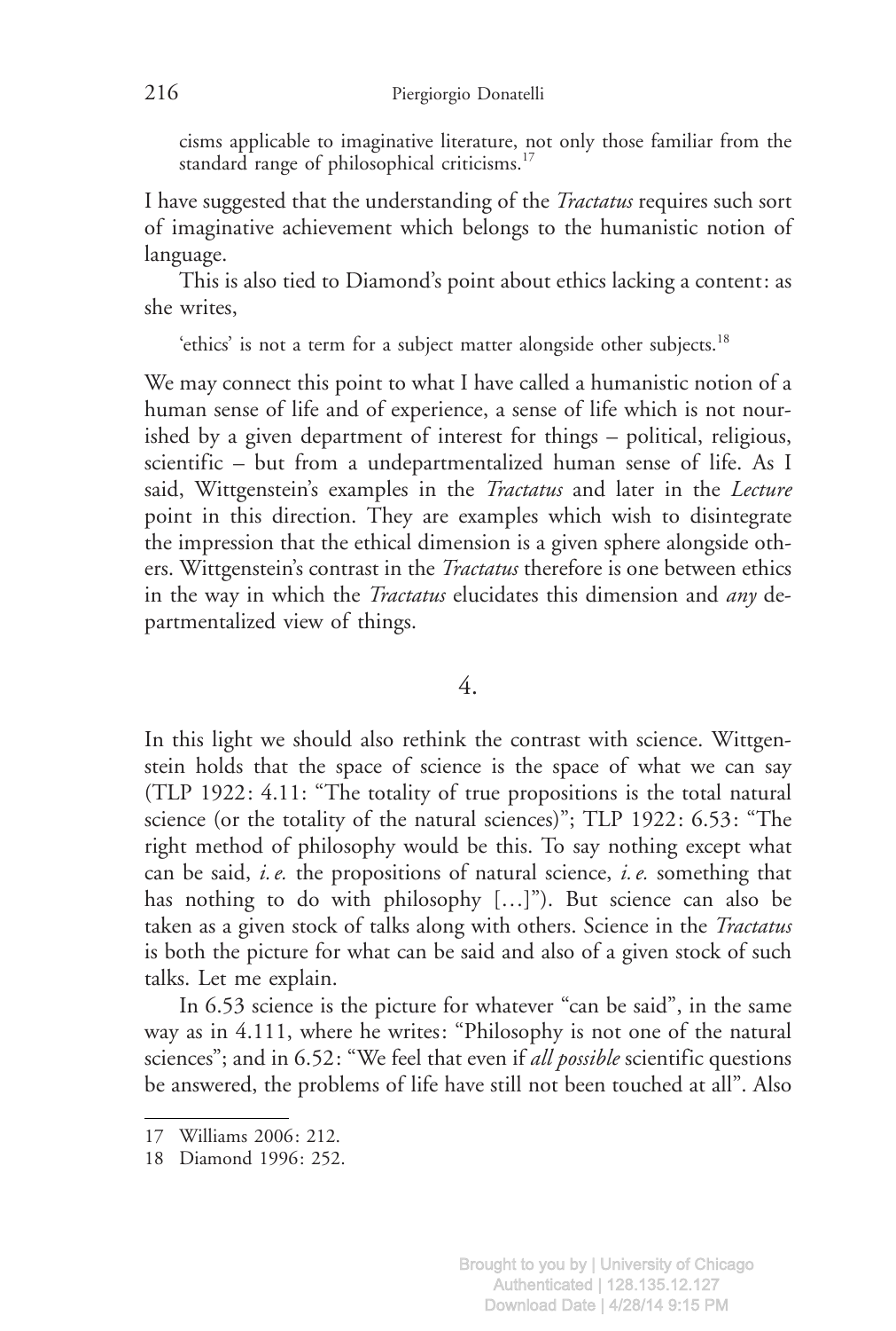cisms applicable to imaginative literature, not only those familiar from the standard range of philosophical criticisms.[17]

I have suggested that the understanding of the *Tractatus* requires such sort of imaginative achievement which belongs to the humanistic notion of language.

This is also tied to Diamond's point about ethics lacking a content: as she writes,

> 'ethics' is not a term for a subject matter alongside other subjects.[18]

We may connect this point to what I have called a humanistic notion of a human sense of life and of experience, a sense of life which is not nourished by a given department of interest for things – political, religious, scientific – but from a undepartmentalized human sense of life. As I said, Wittgenstein's examples in the *Tractatus* and later in the *Lecture* point in this direction. They are examples which wish to disintegrate the impression that the ethical dimension is a given sphere alongside others. Wittgenstein's contrast in the *Tractatus* therefore is one between ethics in the way in which the *Tractatus* elucidates this dimension and *any* departmentalized view of things.

## 4.

In this light we should also rethink the contrast with science. Wittgenstein holds that the space of science is the space of what we can say (TLP 1922: 4.11: "The totality of true propositions is the total natural science (or the totality of the natural sciences)"; TLP 1922: 6.53: "The right method of philosophy would be this. To say nothing except what can be said, *i.e.* the propositions of natural science, *i.e.* something that has nothing to do with philosophy […]"). But science can also be taken as a given stock of talks along with others. Science in the *Tractatus* is both the picture for what can be said and also of a given stock of such talks. Let me explain.

In 6.53 science is the picture for whatever "can be said", in the same way as in 4.111, where he writes: "Philosophy is not one of the natural sciences"; and in 6.52: "We feel that even if *all possible* scientific questions be answered, the problems of life have still not been touched at all". Also

---

17 Williams 2006: 212.

18 Diamond 1996: 252.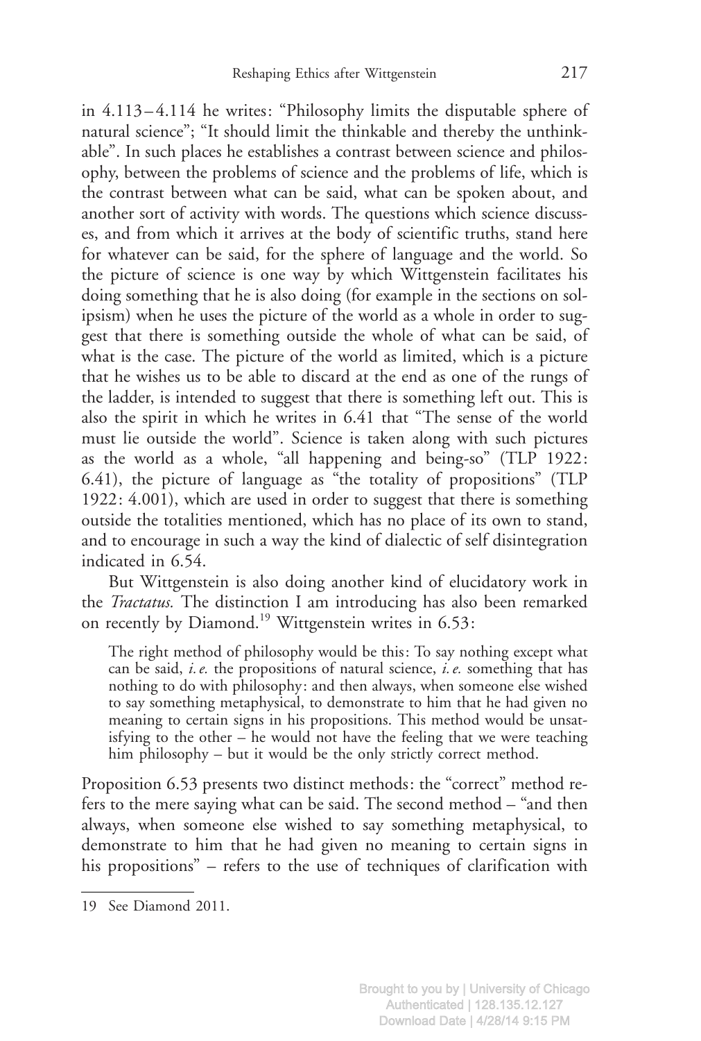in 4.113–4.114 he writes: "Philosophy limits the disputable sphere of natural science"; "It should limit the thinkable and thereby the unthinkable". In such places he establishes a contrast between science and philosophy, between the problems of science and the problems of life, which is the contrast between what can be said, what can be spoken about, and another sort of activity with words. The questions which science discusses, and from which it arrives at the body of scientific truths, stand here for whatever can be said, for the sphere of language and the world. So the picture of science is one way by which Wittgenstein facilitates his doing something that he is also doing (for example in the sections on solipsism) when he uses the picture of the world as a whole in order to suggest that there is something outside the whole of what can be said, of what is the case. The picture of the world as limited, which is a picture that he wishes us to be able to discard at the end as one of the rungs of the ladder, is intended to suggest that there is something left out. This is also the spirit in which he writes in 6.41 that "The sense of the world must lie outside the world". Science is taken along with such pictures as the world as a whole, "all happening and being-so" (TLP 1922: 6.41), the picture of language as "the totality of propositions" (TLP 1922: 4.001), which are used in order to suggest that there is something outside the totalities mentioned, which has no place of its own to stand, and to encourage in such a way the kind of dialectic of self disintegration indicated in 6.54.

But Wittgenstein is also doing another kind of elucidatory work in the *Tractatus.* The distinction I am introducing has also been remarked on recently by Diamond.[19] Wittgenstein writes in 6.53:

> The right method of philosophy would be this: To say nothing except what can be said, *i.e.* the propositions of natural science, *i.e.* something that has nothing to do with philosophy: and then always, when someone else wished to say something metaphysical, to demonstrate to him that he had given no meaning to certain signs in his propositions. This method would be unsatisfying to the other – he would not have the feeling that we were teaching him philosophy – but it would be the only strictly correct method.

Proposition 6.53 presents two distinct methods: the "correct" method refers to the mere saying what can be said. The second method – "and then always, when someone else wished to say something metaphysical, to demonstrate to him that he had given no meaning to certain signs in his propositions" – refers to the use of techniques of clarification with

19 See Diamond 2011.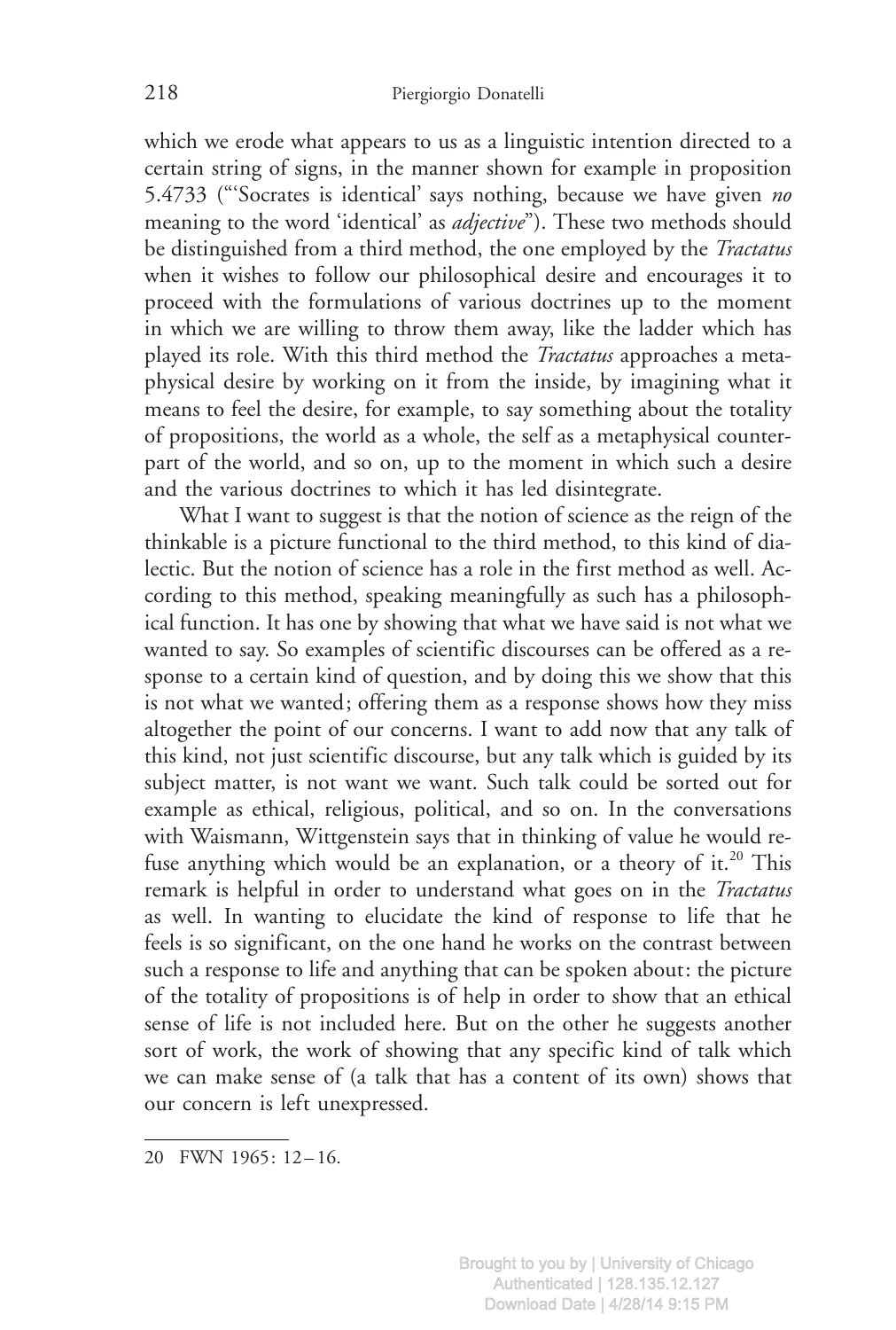which we erode what appears to us as a linguistic intention directed to a certain string of signs, in the manner shown for example in proposition 5.4733 ("'Socrates is identical' says nothing, because we have given *no* meaning to the word 'identical' as *adjective*"). These two methods should be distinguished from a third method, the one employed by the *Tractatus* when it wishes to follow our philosophical desire and encourages it to proceed with the formulations of various doctrines up to the moment in which we are willing to throw them away, like the ladder which has played its role. With this third method the *Tractatus* approaches a metaphysical desire by working on it from the inside, by imagining what it means to feel the desire, for example, to say something about the totality of propositions, the world as a whole, the self as a metaphysical counterpart of the world, and so on, up to the moment in which such a desire and the various doctrines to which it has led disintegrate.

What I want to suggest is that the notion of science as the reign of the thinkable is a picture functional to the third method, to this kind of dialectic. But the notion of science has a role in the first method as well. According to this method, speaking meaningfully as such has a philosophical function. It has one by showing that what we have said is not what we wanted to say. So examples of scientific discourses can be offered as a response to a certain kind of question, and by doing this we show that this is not what we wanted; offering them as a response shows how they miss altogether the point of our concerns. I want to add now that any talk of this kind, not just scientific discourse, but any talk which is guided by its subject matter, is not want we want. Such talk could be sorted out for example as ethical, religious, political, and so on. In the conversations with Waismann, Wittgenstein says that in thinking of value he would refuse anything which would be an explanation, or a theory of it.[20] This remark is helpful in order to understand what goes on in the *Tractatus* as well. In wanting to elucidate the kind of response to life that he feels is so significant, on the one hand he works on the contrast between such a response to life and anything that can be spoken about: the picture of the totality of propositions is of help in order to show that an ethical sense of life is not included here. But on the other he suggests another sort of work, the work of showing that any specific kind of talk which we can make sense of (a talk that has a content of its own) shows that our concern is left unexpressed.

---

20 FWN 1965: 12–16.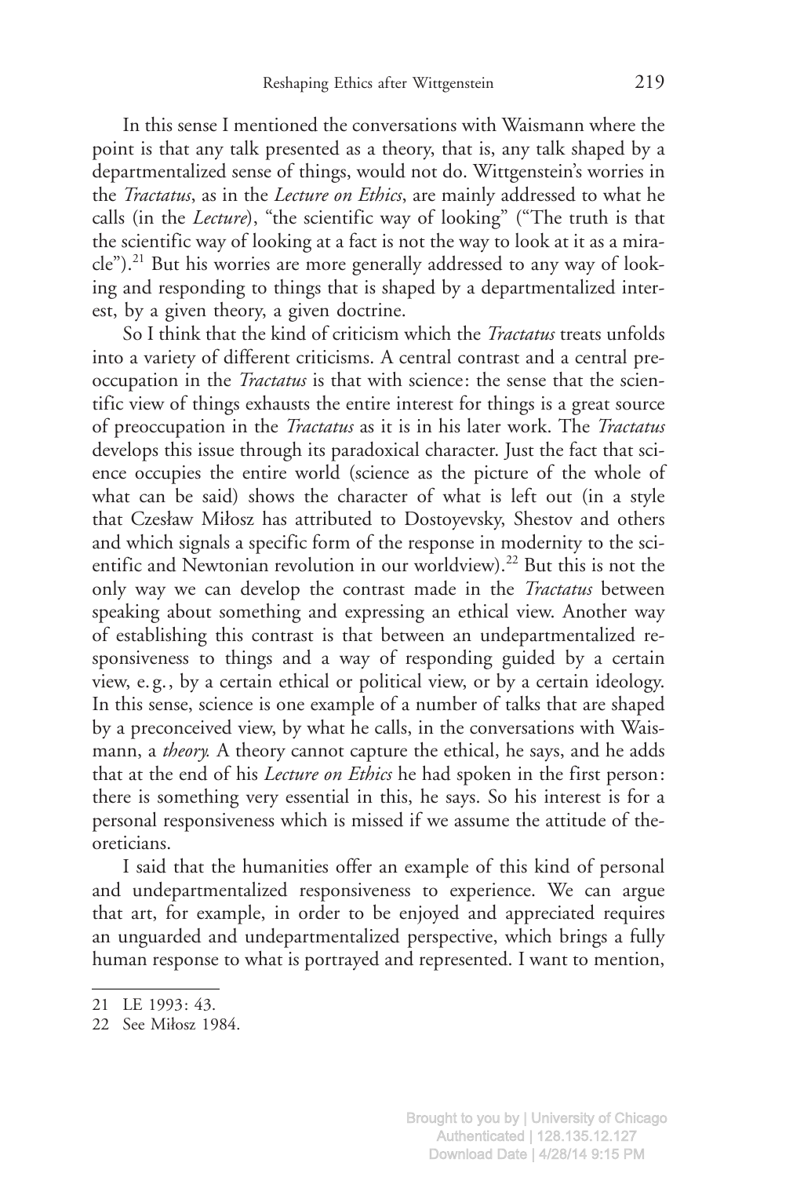In this sense I mentioned the conversations with Waismann where the point is that any talk presented as a theory, that is, any talk shaped by a departmentalized sense of things, would not do. Wittgenstein's worries in the *Tractatus*, as in the *Lecture on Ethics*, are mainly addressed to what he calls (in the *Lecture*), "the scientific way of looking" ("The truth is that the scientific way of looking at a fact is not the way to look at it as a miracle").[21] But his worries are more generally addressed to any way of looking and responding to things that is shaped by a departmentalized interest, by a given theory, a given doctrine.

So I think that the kind of criticism which the *Tractatus* treats unfolds into a variety of different criticisms. A central contrast and a central preoccupation in the *Tractatus* is that with science: the sense that the scientific view of things exhausts the entire interest for things is a great source of preoccupation in the *Tractatus* as it is in his later work. The *Tractatus* develops this issue through its paradoxical character. Just the fact that science occupies the entire world (science as the picture of the whole of what can be said) shows the character of what is left out (in a style that Czesław Miłosz has attributed to Dostoyevsky, Shestov and others and which signals a specific form of the response in modernity to the scientific and Newtonian revolution in our worldview).[22] But this is not the only way we can develop the contrast made in the *Tractatus* between speaking about something and expressing an ethical view. Another way of establishing this contrast is that between an undepartmentalized responsiveness to things and a way of responding guided by a certain view, e.g., by a certain ethical or political view, or by a certain ideology. In this sense, science is one example of a number of talks that are shaped by a preconceived view, by what he calls, in the conversations with Waismann, a *theory.* A theory cannot capture the ethical, he says, and he adds that at the end of his *Lecture on Ethics* he had spoken in the first person: there is something very essential in this, he says. So his interest is for a personal responsiveness which is missed if we assume the attitude of theoreticians.

I said that the humanities offer an example of this kind of personal and undepartmentalized responsiveness to experience. We can argue that art, for example, in order to be enjoyed and appreciated requires an unguarded and undepartmentalized perspective, which brings a fully human response to what is portrayed and represented. I want to mention,

---

21 LE 1993: 43.

22 See Miłosz 1984.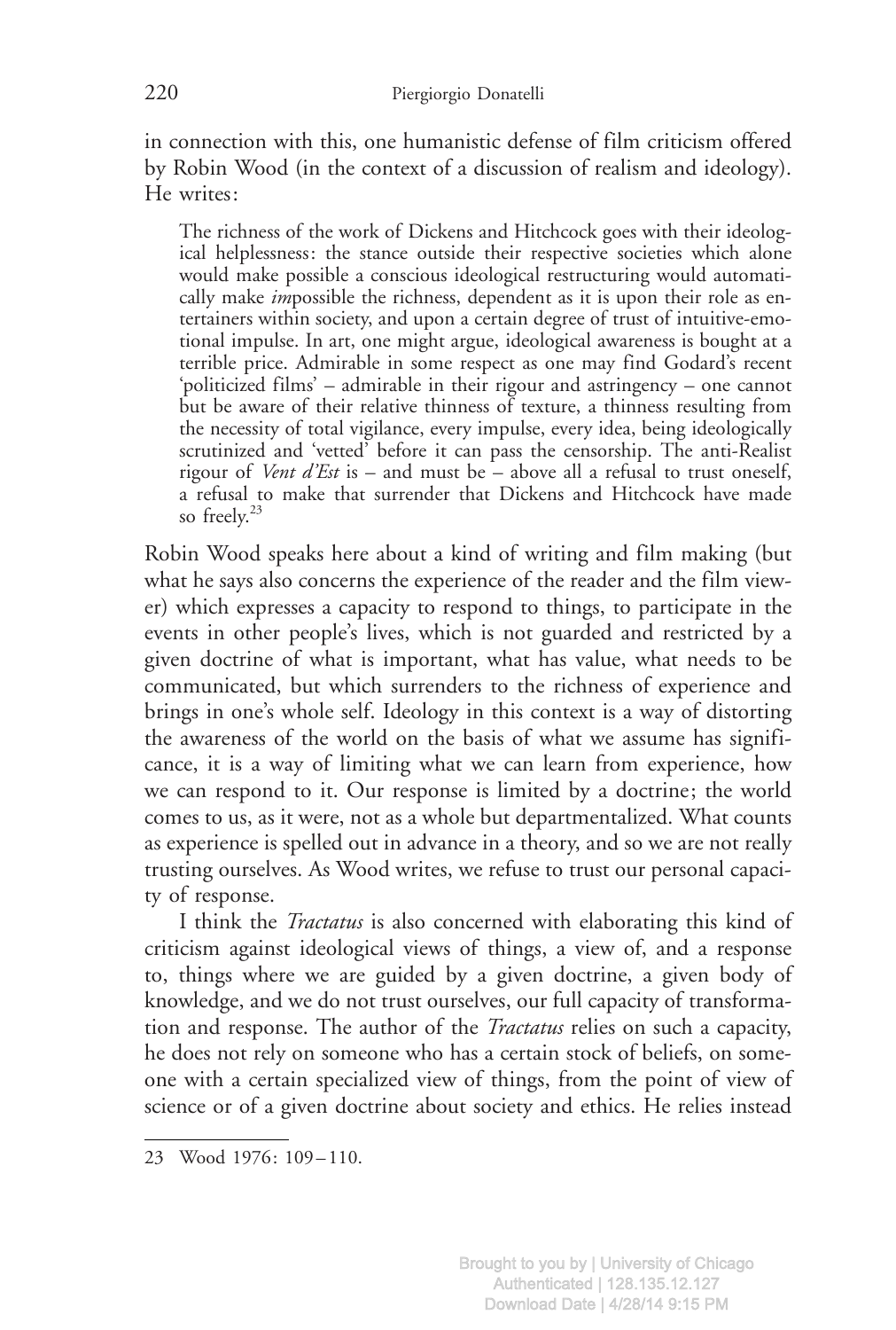in connection with this, one humanistic defense of film criticism offered by Robin Wood (in the context of a discussion of realism and ideology). He writes:

> The richness of the work of Dickens and Hitchcock goes with their ideological helplessness: the stance outside their respective societies which alone would make possible a conscious ideological restructuring would automatically make *im*possible the richness, dependent as it is upon their role as entertainers within society, and upon a certain degree of trust of intuitive-emotional impulse. In art, one might argue, ideological awareness is bought at a terrible price. Admirable in some respect as one may find Godard's recent 'politicized films' – admirable in their rigour and astringency – one cannot but be aware of their relative thinness of texture, a thinness resulting from the necessity of total vigilance, every impulse, every idea, being ideologically scrutinized and 'vetted' before it can pass the censorship. The anti-Realist rigour of *Vent d'Est* is – and must be – above all a refusal to trust oneself, a refusal to make that surrender that Dickens and Hitchcock have made so freely.[23]

Robin Wood speaks here about a kind of writing and film making (but what he says also concerns the experience of the reader and the film viewer) which expresses a capacity to respond to things, to participate in the events in other people's lives, which is not guarded and restricted by a given doctrine of what is important, what has value, what needs to be communicated, but which surrenders to the richness of experience and brings in one's whole self. Ideology in this context is a way of distorting the awareness of the world on the basis of what we assume has significance, it is a way of limiting what we can learn from experience, how we can respond to it. Our response is limited by a doctrine; the world comes to us, as it were, not as a whole but departmentalized. What counts as experience is spelled out in advance in a theory, and so we are not really trusting ourselves. As Wood writes, we refuse to trust our personal capacity of response.

I think the *Tractatus* is also concerned with elaborating this kind of criticism against ideological views of things, a view of, and a response to, things where we are guided by a given doctrine, a given body of knowledge, and we do not trust ourselves, our full capacity of transformation and response. The author of the *Tractatus* relies on such a capacity, he does not rely on someone who has a certain stock of beliefs, on someone with a certain specialized view of things, from the point of view of science or of a given doctrine about society and ethics. He relies instead

---

23 Wood 1976: 109–110.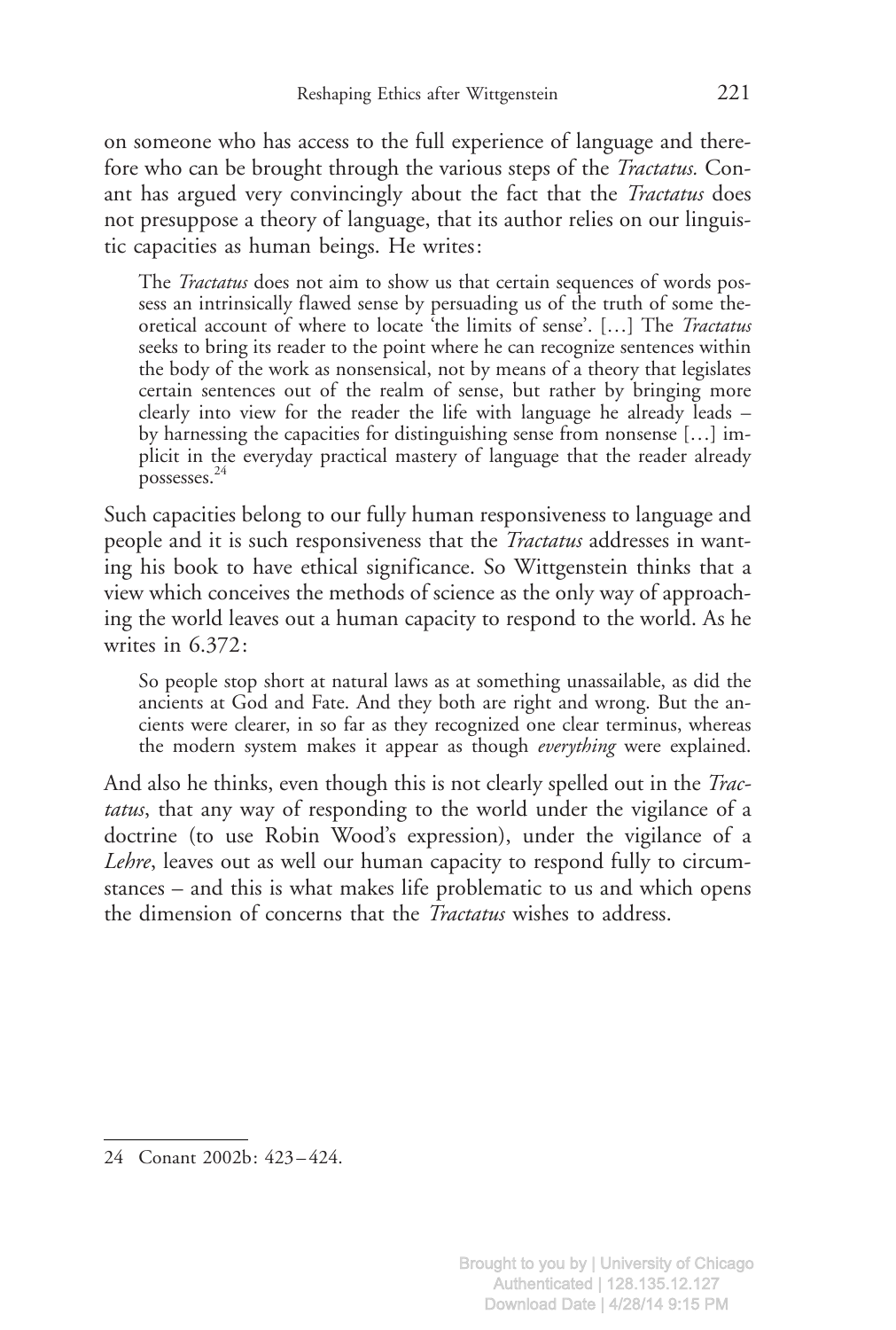on someone who has access to the full experience of language and therefore who can be brought through the various steps of the *Tractatus.* Conant has argued very convincingly about the fact that the *Tractatus* does not presuppose a theory of language, that its author relies on our linguistic capacities as human beings. He writes:

> The *Tractatus* does not aim to show us that certain sequences of words possess an intrinsically flawed sense by persuading us of the truth of some theoretical account of where to locate 'the limits of sense'. […] The *Tractatus* seeks to bring its reader to the point where he can recognize sentences within the body of the work as nonsensical, not by means of a theory that legislates certain sentences out of the realm of sense, but rather by bringing more clearly into view for the reader the life with language he already leads – by harnessing the capacities for distinguishing sense from nonsense […] implicit in the everyday practical mastery of language that the reader already possesses.[24]

Such capacities belong to our fully human responsiveness to language and people and it is such responsiveness that the *Tractatus* addresses in wanting his book to have ethical significance. So Wittgenstein thinks that a view which conceives the methods of science as the only way of approaching the world leaves out a human capacity to respond to the world. As he writes in 6.372:

> So people stop short at natural laws as at something unassailable, as did the ancients at God and Fate. And they both are right and wrong. But the ancients were clearer, in so far as they recognized one clear terminus, whereas the modern system makes it appear as though *everything* were explained.

And also he thinks, even though this is not clearly spelled out in the *Tractatus*, that any way of responding to the world under the vigilance of a doctrine (to use Robin Wood's expression), under the vigilance of a *Lehre*, leaves out as well our human capacity to respond fully to circumstances – and this is what makes life problematic to us and which opens the dimension of concerns that the *Tractatus* wishes to address.

---

24 Conant 2002b: 423–424.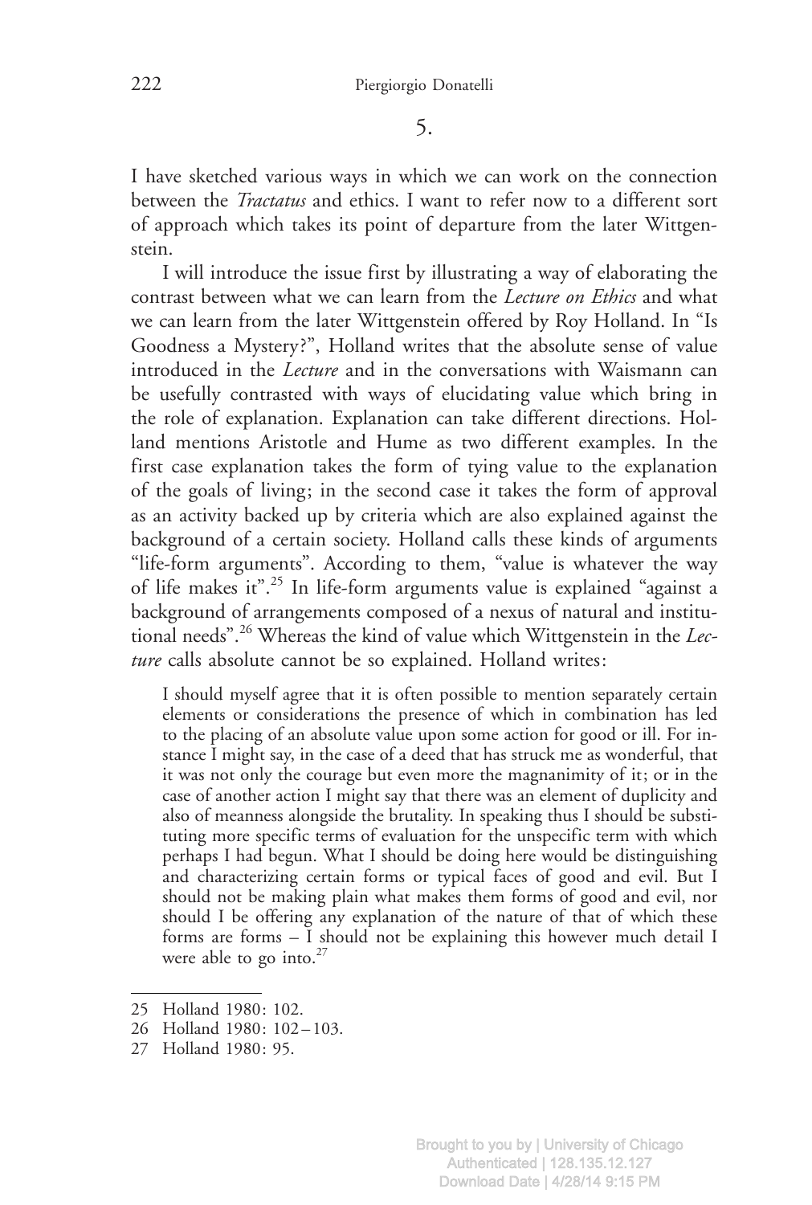## 5.

I have sketched various ways in which we can work on the connection between the *Tractatus* and ethics. I want to refer now to a different sort of approach which takes its point of departure from the later Wittgenstein.

I will introduce the issue first by illustrating a way of elaborating the contrast between what we can learn from the *Lecture on Ethics* and what we can learn from the later Wittgenstein offered by Roy Holland. In "Is Goodness a Mystery?", Holland writes that the absolute sense of value introduced in the *Lecture* and in the conversations with Waismann can be usefully contrasted with ways of elucidating value which bring in the role of explanation. Explanation can take different directions. Holland mentions Aristotle and Hume as two different examples. In the first case explanation takes the form of tying value to the explanation of the goals of living; in the second case it takes the form of approval as an activity backed up by criteria which are also explained against the background of a certain society. Holland calls these kinds of arguments "life-form arguments". According to them, "value is whatever the way of life makes it".[25] In life-form arguments value is explained "against a background of arrangements composed of a nexus of natural and institutional needs".[26] Whereas the kind of value which Wittgenstein in the *Lecture* calls absolute cannot be so explained. Holland writes:

> I should myself agree that it is often possible to mention separately certain elements or considerations the presence of which in combination has led to the placing of an absolute value upon some action for good or ill. For instance I might say, in the case of a deed that has struck me as wonderful, that it was not only the courage but even more the magnanimity of it; or in the case of another action I might say that there was an element of duplicity and also of meanness alongside the brutality. In speaking thus I should be substituting more specific terms of evaluation for the unspecific term with which perhaps I had begun. What I should be doing here would be distinguishing and characterizing certain forms or typical faces of good and evil. But I should not be making plain what makes them forms of good and evil, nor should I be offering any explanation of the nature of that of which these forms are forms – I should not be explaining this however much detail I were able to go into.[27]

---

25 Holland 1980: 102.

26 Holland 1980: 102–103.

27 Holland 1980: 95.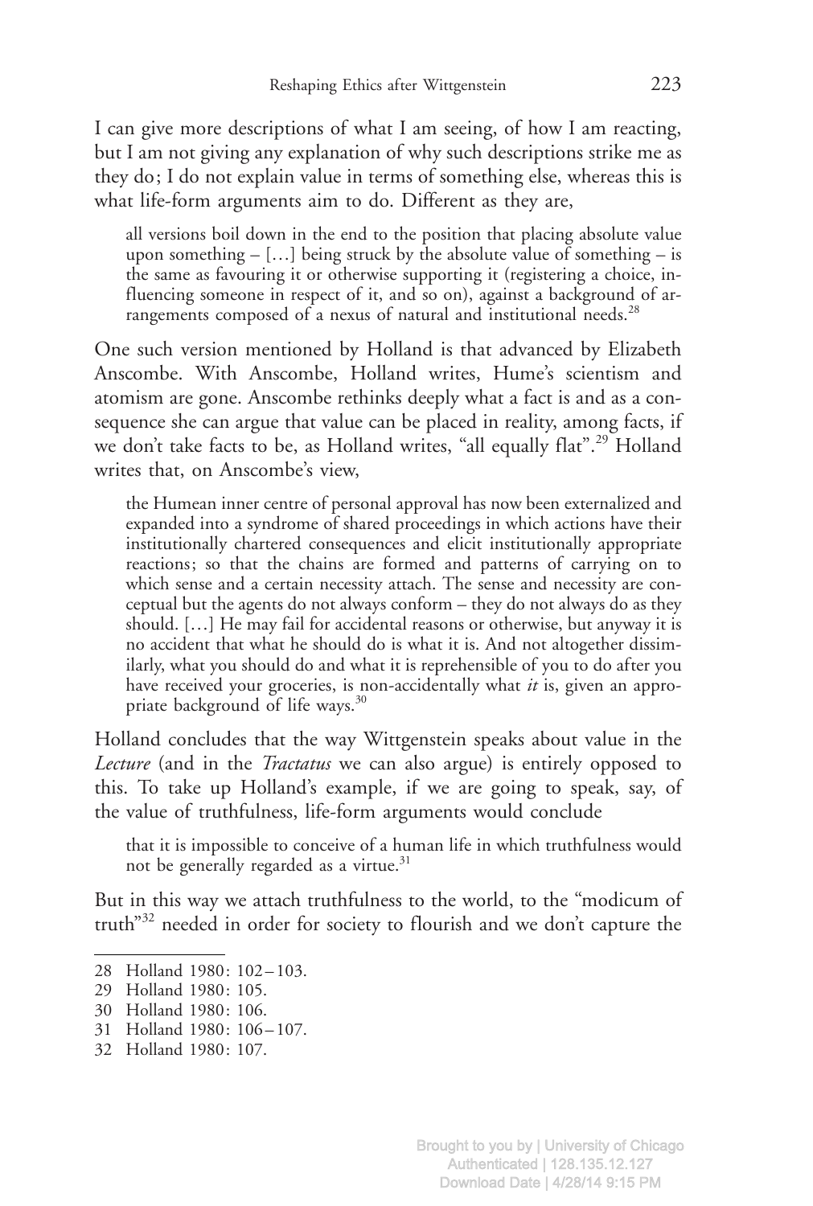I can give more descriptions of what I am seeing, of how I am reacting, but I am not giving any explanation of why such descriptions strike me as they do; I do not explain value in terms of something else, whereas this is what life-form arguments aim to do. Different as they are,

> all versions boil down in the end to the position that placing absolute value upon something – […] being struck by the absolute value of something – is the same as favouring it or otherwise supporting it (registering a choice, influencing someone in respect of it, and so on), against a background of arrangements composed of a nexus of natural and institutional needs.[28]

One such version mentioned by Holland is that advanced by Elizabeth Anscombe. With Anscombe, Holland writes, Hume's scientism and atomism are gone. Anscombe rethinks deeply what a fact is and as a consequence she can argue that value can be placed in reality, among facts, if we don't take facts to be, as Holland writes, "all equally flat".[29] Holland writes that, on Anscombe's view,

> the Humean inner centre of personal approval has now been externalized and expanded into a syndrome of shared proceedings in which actions have their institutionally chartered consequences and elicit institutionally appropriate reactions; so that the chains are formed and patterns of carrying on to which sense and a certain necessity attach. The sense and necessity are conceptual but the agents do not always conform – they do not always do as they should. […] He may fail for accidental reasons or otherwise, but anyway it is no accident that what he should do is what it is. And not altogether dissimilarly, what you should do and what it is reprehensible of you to do after you have received your groceries, is non-accidentally what *it* is, given an appropriate background of life ways.[30]

Holland concludes that the way Wittgenstein speaks about value in the *Lecture* (and in the *Tractatus* we can also argue) is entirely opposed to this. To take up Holland's example, if we are going to speak, say, of the value of truthfulness, life-form arguments would conclude

> that it is impossible to conceive of a human life in which truthfulness would not be generally regarded as a virtue.[31]

But in this way we attach truthfulness to the world, to the "modicum of truth"[32] needed in order for society to flourish and we don't capture the

---

28 Holland 1980: 102–103.

29 Holland 1980: 105.

30 Holland 1980: 106.

31 Holland 1980: 106–107.

32 Holland 1980: 107.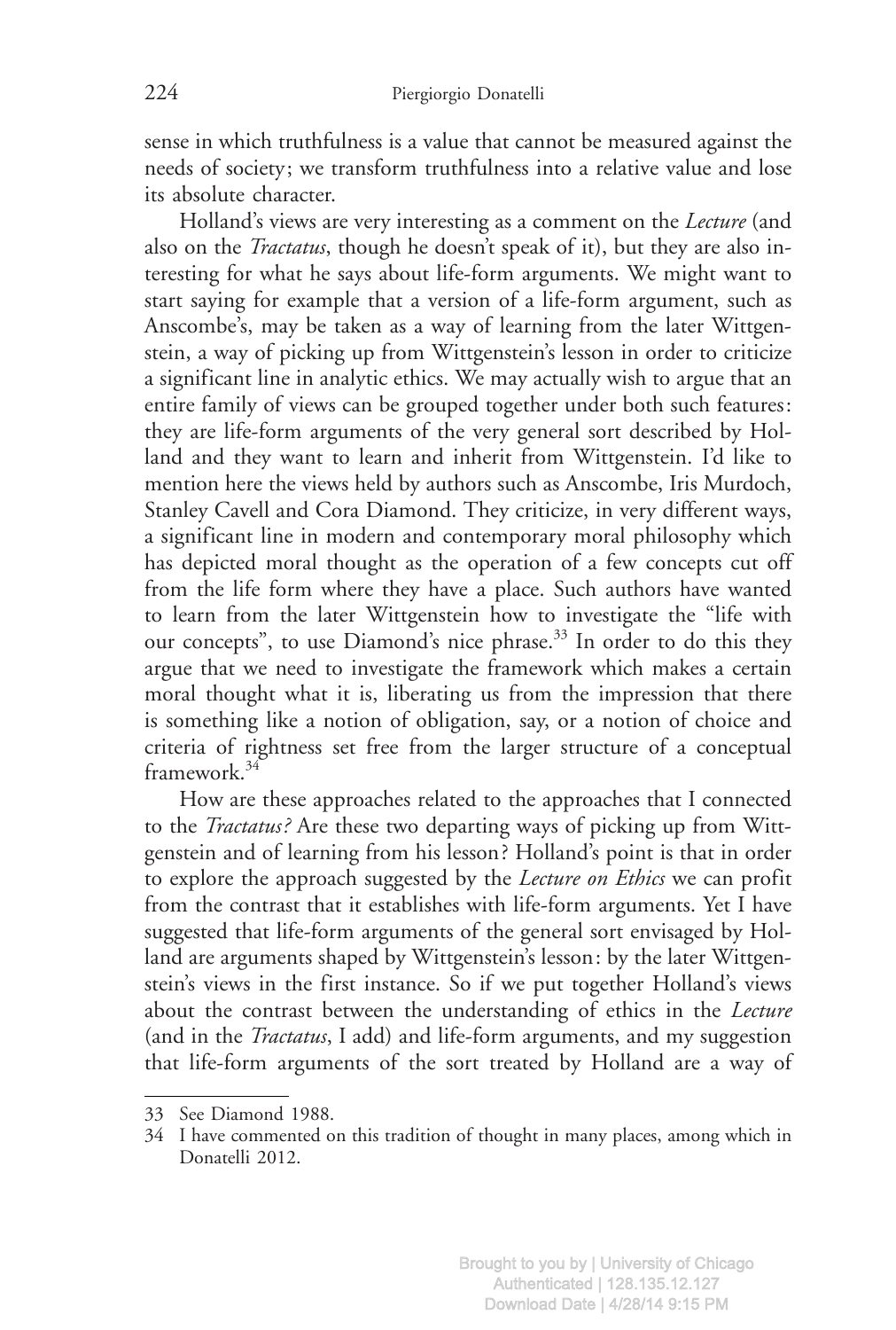sense in which truthfulness is a value that cannot be measured against the needs of society; we transform truthfulness into a relative value and lose its absolute character.

Holland's views are very interesting as a comment on the *Lecture* (and also on the *Tractatus*, though he doesn't speak of it), but they are also interesting for what he says about life-form arguments. We might want to start saying for example that a version of a life-form argument, such as Anscombe's, may be taken as a way of learning from the later Wittgenstein, a way of picking up from Wittgenstein's lesson in order to criticize a significant line in analytic ethics. We may actually wish to argue that an entire family of views can be grouped together under both such features: they are life-form arguments of the very general sort described by Holland and they want to learn and inherit from Wittgenstein. I'd like to mention here the views held by authors such as Anscombe, Iris Murdoch, Stanley Cavell and Cora Diamond. They criticize, in very different ways, a significant line in modern and contemporary moral philosophy which has depicted moral thought as the operation of a few concepts cut off from the life form where they have a place. Such authors have wanted to learn from the later Wittgenstein how to investigate the "life with our concepts", to use Diamond's nice phrase.[33] In order to do this they argue that we need to investigate the framework which makes a certain moral thought what it is, liberating us from the impression that there is something like a notion of obligation, say, or a notion of choice and criteria of rightness set free from the larger structure of a conceptual framework.[34]

How are these approaches related to the approaches that I connected to the *Tractatus?* Are these two departing ways of picking up from Wittgenstein and of learning from his lesson? Holland's point is that in order to explore the approach suggested by the *Lecture on Ethics* we can profit from the contrast that it establishes with life-form arguments. Yet I have suggested that life-form arguments of the general sort envisaged by Holland are arguments shaped by Wittgenstein's lesson: by the later Wittgenstein's views in the first instance. So if we put together Holland's views about the contrast between the understanding of ethics in the *Lecture* (and in the *Tractatus*, I add) and life-form arguments, and my suggestion that life-form arguments of the sort treated by Holland are a way of

---

33 See Diamond 1988.

34 I have commented on this tradition of thought in many places, among which in Donatelli 2012.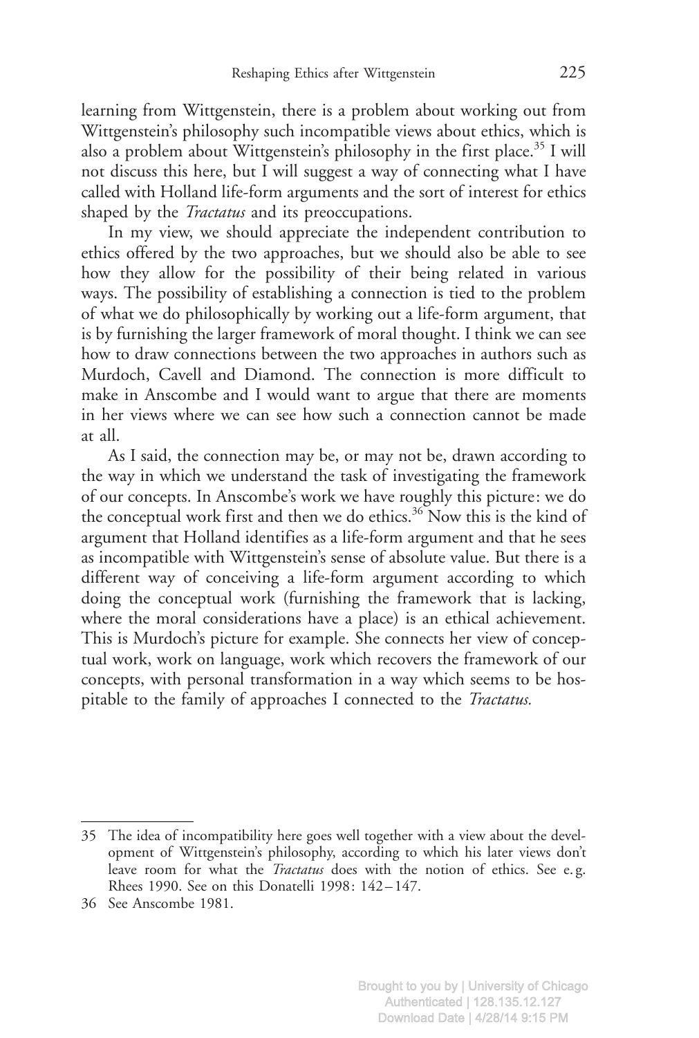learning from Wittgenstein, there is a problem about working out from Wittgenstein's philosophy such incompatible views about ethics, which is also a problem about Wittgenstein's philosophy in the first place.[35] I will not discuss this here, but I will suggest a way of connecting what I have called with Holland life-form arguments and the sort of interest for ethics shaped by the *Tractatus* and its preoccupations.

In my view, we should appreciate the independent contribution to ethics offered by the two approaches, but we should also be able to see how they allow for the possibility of their being related in various ways. The possibility of establishing a connection is tied to the problem of what we do philosophically by working out a life-form argument, that is by furnishing the larger framework of moral thought. I think we can see how to draw connections between the two approaches in authors such as Murdoch, Cavell and Diamond. The connection is more difficult to make in Anscombe and I would want to argue that there are moments in her views where we can see how such a connection cannot be made at all.

As I said, the connection may be, or may not be, drawn according to the way in which we understand the task of investigating the framework of our concepts. In Anscombe's work we have roughly this picture: we do the conceptual work first and then we do ethics.[36] Now this is the kind of argument that Holland identifies as a life-form argument and that he sees as incompatible with Wittgenstein's sense of absolute value. But there is a different way of conceiving a life-form argument according to which doing the conceptual work (furnishing the framework that is lacking, where the moral considerations have a place) is an ethical achievement. This is Murdoch's picture for example. She connects her view of conceptual work, work on language, work which recovers the framework of our concepts, with personal transformation in a way which seems to be hospitable to the family of approaches I connected to the *Tractatus.*

---

35 The idea of incompatibility here goes well together with a view about the development of Wittgenstein's philosophy, according to which his later views don't leave room for what the *Tractatus* does with the notion of ethics. See e.g. Rhees 1990. See on this Donatelli 1998: 142–147.

36 See Anscombe 1981.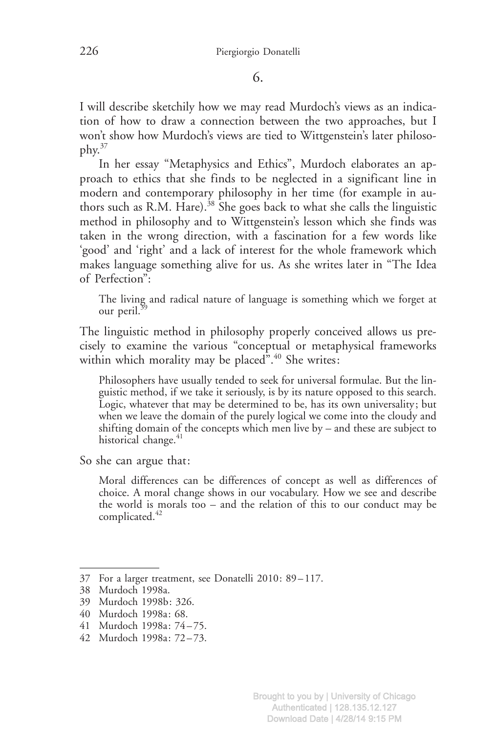## 6.

I will describe sketchily how we may read Murdoch's views as an indication of how to draw a connection between the two approaches, but I won't show how Murdoch's views are tied to Wittgenstein's later philosophy.[37]

In her essay "Metaphysics and Ethics", Murdoch elaborates an approach to ethics that she finds to be neglected in a significant line in modern and contemporary philosophy in her time (for example in authors such as R.M. Hare).[38] She goes back to what she calls the linguistic method in philosophy and to Wittgenstein's lesson which she finds was taken in the wrong direction, with a fascination for a few words like 'good' and 'right' and a lack of interest for the whole framework which makes language something alive for us. As she writes later in "The Idea of Perfection":

> The living and radical nature of language is something which we forget at our peril.[39]

The linguistic method in philosophy properly conceived allows us precisely to examine the various "conceptual or metaphysical frameworks within which morality may be placed".[40] She writes:

> Philosophers have usually tended to seek for universal formulae. But the linguistic method, if we take it seriously, is by its nature opposed to this search. Logic, whatever that may be determined to be, has its own universality; but when we leave the domain of the purely logical we come into the cloudy and shifting domain of the concepts which men live by – and these are subject to historical change.[41]

So she can argue that:

> Moral differences can be differences of concept as well as differences of choice. A moral change shows in our vocabulary. How we see and describe the world is morals too – and the relation of this to our conduct may be complicated.[42]

---

37 For a larger treatment, see Donatelli 2010: 89–117.

38 Murdoch 1998a.

39 Murdoch 1998b: 326.

40 Murdoch 1998a: 68.

41 Murdoch 1998a: 74–75.

42 Murdoch 1998a: 72–73.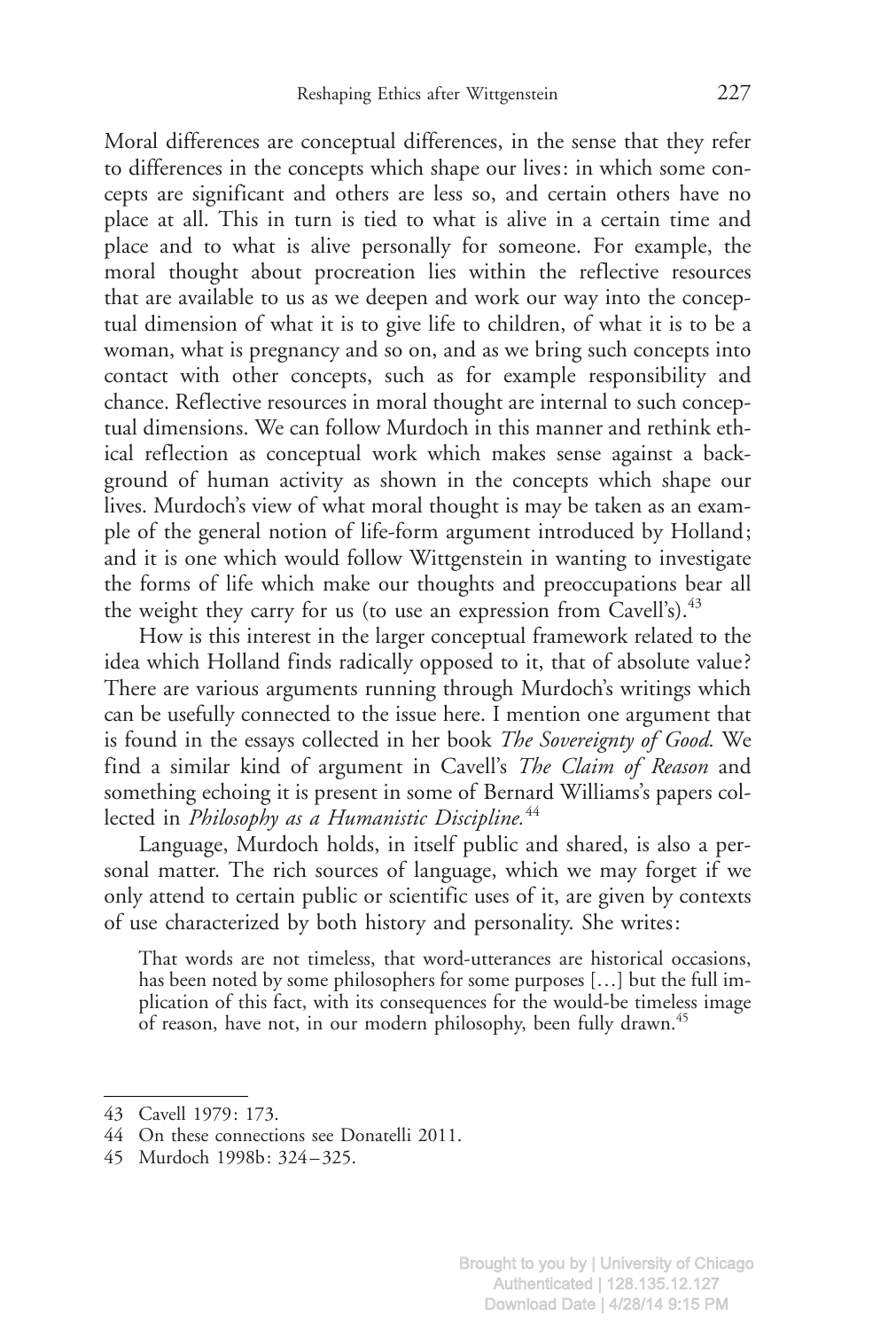Moral differences are conceptual differences, in the sense that they refer to differences in the concepts which shape our lives: in which some concepts are significant and others are less so, and certain others have no place at all. This in turn is tied to what is alive in a certain time and place and to what is alive personally for someone. For example, the moral thought about procreation lies within the reflective resources that are available to us as we deepen and work our way into the conceptual dimension of what it is to give life to children, of what it is to be a woman, what is pregnancy and so on, and as we bring such concepts into contact with other concepts, such as for example responsibility and chance. Reflective resources in moral thought are internal to such conceptual dimensions. We can follow Murdoch in this manner and rethink ethical reflection as conceptual work which makes sense against a background of human activity as shown in the concepts which shape our lives. Murdoch's view of what moral thought is may be taken as an example of the general notion of life-form argument introduced by Holland; and it is one which would follow Wittgenstein in wanting to investigate the forms of life which make our thoughts and preoccupations bear all the weight they carry for us (to use an expression from Cavell's).[43]

How is this interest in the larger conceptual framework related to the idea which Holland finds radically opposed to it, that of absolute value? There are various arguments running through Murdoch's writings which can be usefully connected to the issue here. I mention one argument that is found in the essays collected in her book *The Sovereignty of Good.* We find a similar kind of argument in Cavell's *The Claim of Reason* and something echoing it is present in some of Bernard Williams's papers collected in *Philosophy as a Humanistic Discipline.*[44]

Language, Murdoch holds, in itself public and shared, is also a personal matter. The rich sources of language, which we may forget if we only attend to certain public or scientific uses of it, are given by contexts of use characterized by both history and personality. She writes:

> That words are not timeless, that word-utterances are historical occasions, has been noted by some philosophers for some purposes […] but the full implication of this fact, with its consequences for the would-be timeless image of reason, have not, in our modern philosophy, been fully drawn.[45]

---

43 Cavell 1979: 173.

44 On these connections see Donatelli 2011.

45 Murdoch 1998b: 324–325.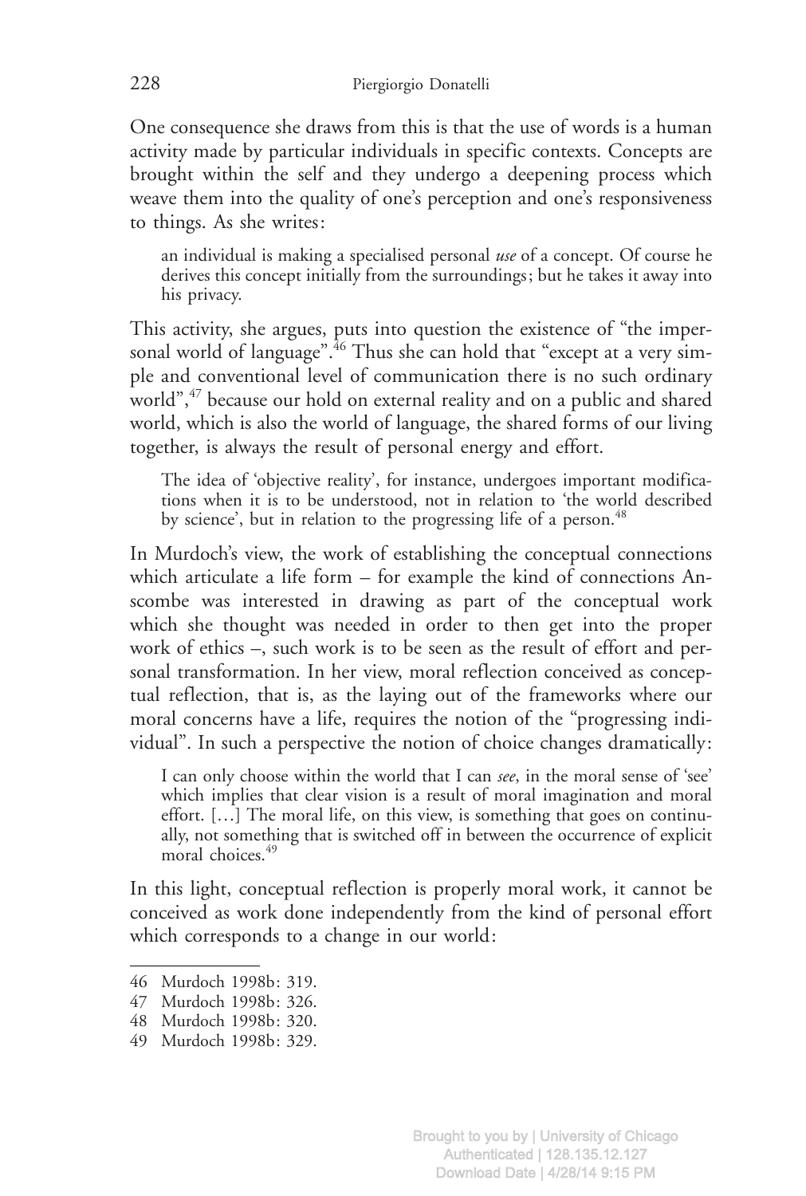One consequence she draws from this is that the use of words is a human activity made by particular individuals in specific contexts. Concepts are brought within the self and they undergo a deepening process which weave them into the quality of one's perception and one's responsiveness to things. As she writes:

> an individual is making a specialised personal *use* of a concept. Of course he derives this concept initially from the surroundings; but he takes it away into his privacy.

This activity, she argues, puts into question the existence of "the impersonal world of language".[46] Thus she can hold that "except at a very simple and conventional level of communication there is no such ordinary world",[47] because our hold on external reality and on a public and shared world, which is also the world of language, the shared forms of our living together, is always the result of personal energy and effort.

> The idea of 'objective reality', for instance, undergoes important modifications when it is to be understood, not in relation to 'the world described by science', but in relation to the progressing life of a person.[48]

In Murdoch's view, the work of establishing the conceptual connections which articulate a life form – for example the kind of connections Anscombe was interested in drawing as part of the conceptual work which she thought was needed in order to then get into the proper work of ethics –, such work is to be seen as the result of effort and personal transformation. In her view, moral reflection conceived as conceptual reflection, that is, as the laying out of the frameworks where our moral concerns have a life, requires the notion of the "progressing individual". In such a perspective the notion of choice changes dramatically:

> I can only choose within the world that I can *see*, in the moral sense of 'see' which implies that clear vision is a result of moral imagination and moral effort. […] The moral life, on this view, is something that goes on continually, not something that is switched off in between the occurrence of explicit moral choices.[49]

In this light, conceptual reflection is properly moral work, it cannot be conceived as work done independently from the kind of personal effort which corresponds to a change in our world:

---

46 Murdoch 1998b: 319.
47 Murdoch 1998b: 326.
48 Murdoch 1998b: 320.
49 Murdoch 1998b: 329.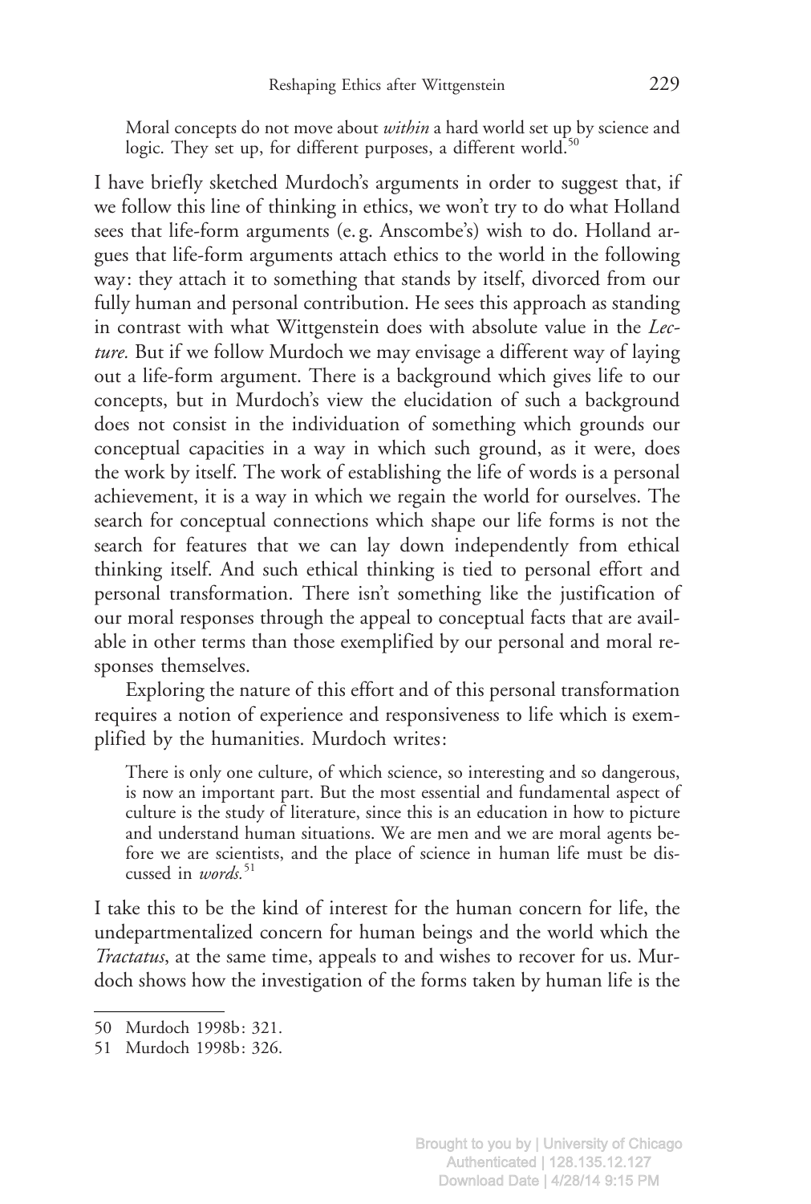> Moral concepts do not move about *within* a hard world set up by science and logic. They set up, for different purposes, a different world.[50]

I have briefly sketched Murdoch's arguments in order to suggest that, if we follow this line of thinking in ethics, we won't try to do what Holland sees that life-form arguments (e.g. Anscombe's) wish to do. Holland argues that life-form arguments attach ethics to the world in the following way: they attach it to something that stands by itself, divorced from our fully human and personal contribution. He sees this approach as standing in contrast with what Wittgenstein does with absolute value in the *Lecture.* But if we follow Murdoch we may envisage a different way of laying out a life-form argument. There is a background which gives life to our concepts, but in Murdoch's view the elucidation of such a background does not consist in the individuation of something which grounds our conceptual capacities in a way in which such ground, as it were, does the work by itself. The work of establishing the life of words is a personal achievement, it is a way in which we regain the world for ourselves. The search for conceptual connections which shape our life forms is not the search for features that we can lay down independently from ethical thinking itself. And such ethical thinking is tied to personal effort and personal transformation. There isn't something like the justification of our moral responses through the appeal to conceptual facts that are available in other terms than those exemplified by our personal and moral responses themselves.

Exploring the nature of this effort and of this personal transformation requires a notion of experience and responsiveness to life which is exemplified by the humanities. Murdoch writes:

> There is only one culture, of which science, so interesting and so dangerous, is now an important part. But the most essential and fundamental aspect of culture is the study of literature, since this is an education in how to picture and understand human situations. We are men and we are moral agents before we are scientists, and the place of science in human life must be discussed in *words.*[51]

I take this to be the kind of interest for the human concern for life, the undepartmentalized concern for human beings and the world which the *Tractatus*, at the same time, appeals to and wishes to recover for us. Murdoch shows how the investigation of the forms taken by human life is the

---

50 Murdoch 1998b: 321.

51 Murdoch 1998b: 326.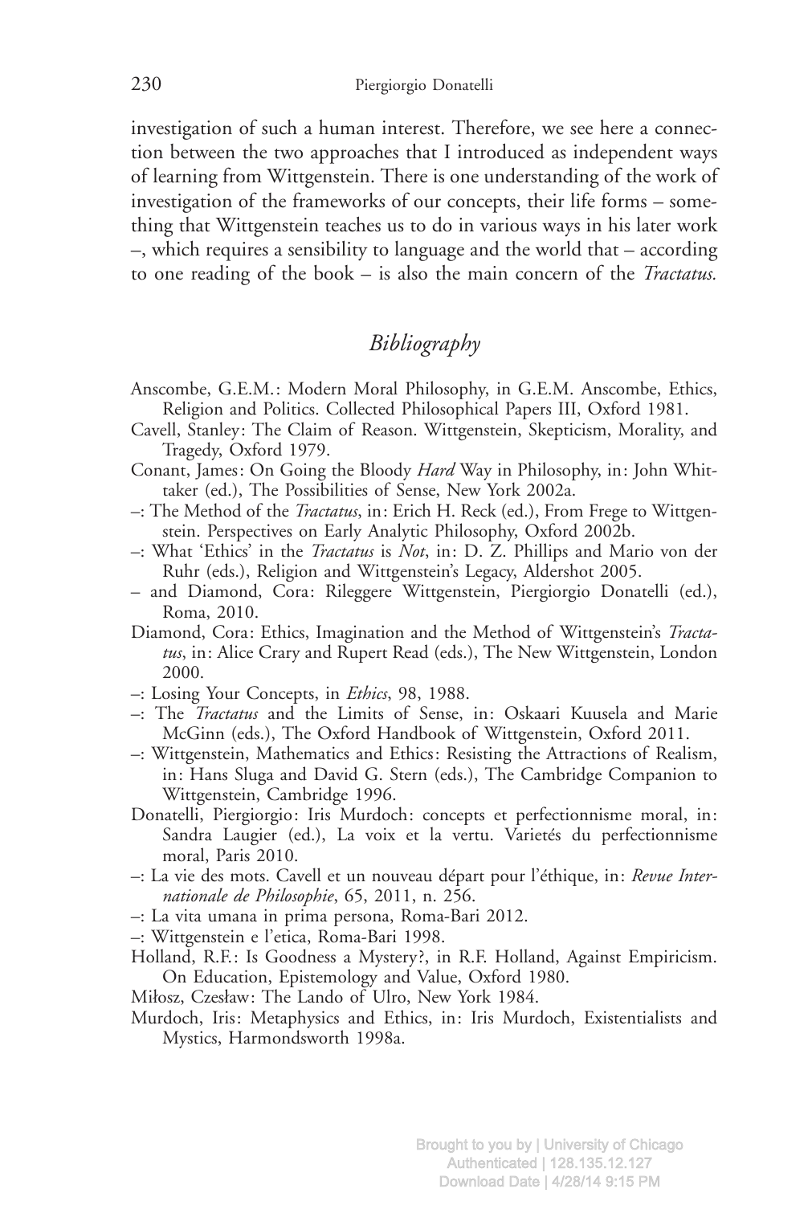investigation of such a human interest. Therefore, we see here a connection between the two approaches that I introduced as independent ways of learning from Wittgenstein. There is one understanding of the work of investigation of the frameworks of our concepts, their life forms – something that Wittgenstein teaches us to do in various ways in his later work –, which requires a sensibility to language and the world that – according to one reading of the book – is also the main concern of the *Tractatus.*

## *Bibliography*

Anscombe, G.E.M.: Modern Moral Philosophy, in G.E.M. Anscombe, Ethics, Religion and Politics. Collected Philosophical Papers III, Oxford 1981.

Cavell, Stanley: The Claim of Reason. Wittgenstein, Skepticism, Morality, and Tragedy, Oxford 1979.

Conant, James: On Going the Bloody *Hard* Way in Philosophy, in: John Whittaker (ed.), The Possibilities of Sense, New York 2002a.

–: The Method of the *Tractatus*, in: Erich H. Reck (ed.), From Frege to Wittgenstein. Perspectives on Early Analytic Philosophy, Oxford 2002b.

–: What 'Ethics' in the *Tractatus* is *Not*, in: D. Z. Phillips and Mario von der Ruhr (eds.), Religion and Wittgenstein's Legacy, Aldershot 2005.

– and Diamond, Cora: Rileggere Wittgenstein, Piergiorgio Donatelli (ed.), Roma, 2010.

Diamond, Cora: Ethics, Imagination and the Method of Wittgenstein's *Tractatus*, in: Alice Crary and Rupert Read (eds.), The New Wittgenstein, London 2000.

–: Losing Your Concepts, in *Ethics*, 98, 1988.

–: The *Tractatus* and the Limits of Sense, in: Oskaari Kuusela and Marie McGinn (eds.), The Oxford Handbook of Wittgenstein, Oxford 2011.

–: Wittgenstein, Mathematics and Ethics: Resisting the Attractions of Realism, in: Hans Sluga and David G. Stern (eds.), The Cambridge Companion to Wittgenstein, Cambridge 1996.

Donatelli, Piergiorgio: Iris Murdoch: concepts et perfectionnisme moral, in: Sandra Laugier (ed.), La voix et la vertu. Varietés du perfectionnisme moral, Paris 2010.

–: La vie des mots. Cavell et un nouveau départ pour l'éthique, in: *Revue Internationale de Philosophie*, 65, 2011, n. 256.

–: La vita umana in prima persona, Roma-Bari 2012.

–: Wittgenstein e l'etica, Roma-Bari 1998.

Holland, R.F.: Is Goodness a Mystery?, in R.F. Holland, Against Empiricism. On Education, Epistemology and Value, Oxford 1980.

Miłosz, Czesław: The Lando of Ulro, New York 1984.

Murdoch, Iris: Metaphysics and Ethics, in: Iris Murdoch, Existentialists and Mystics, Harmondsworth 1998a.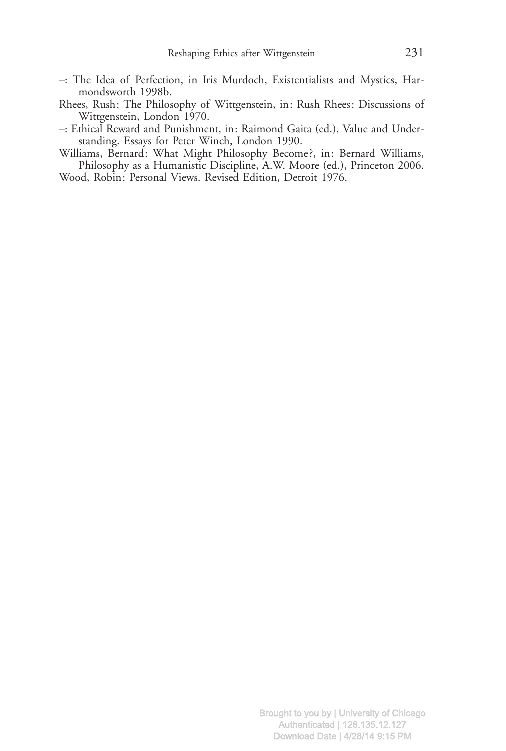–: The Idea of Perfection, in Iris Murdoch, Existentialists and Mystics, Harmondsworth 1998b.

Rhees, Rush: The Philosophy of Wittgenstein, in: Rush Rhees: Discussions of Wittgenstein, London 1970.

–: Ethical Reward and Punishment, in: Raimond Gaita (ed.), Value and Understanding. Essays for Peter Winch, London 1990.

Williams, Bernard: What Might Philosophy Become?, in: Bernard Williams, Philosophy as a Humanistic Discipline, A.W. Moore (ed.), Princeton 2006.

Wood, Robin: Personal Views. Revised Edition, Detroit 1976.